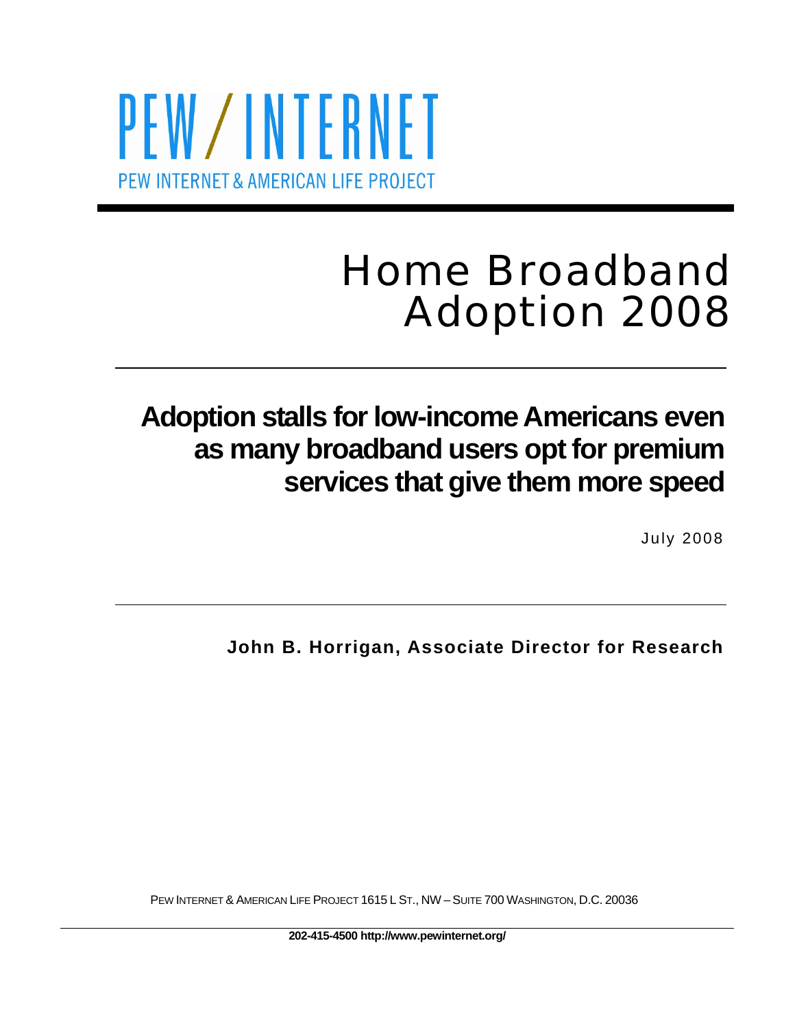PEW/INTERNET

PEW INTERNET & AMERICAN LIFE PROJECT

# Home Broadband Adoption 2008

## Adoption stalls for low-income Americans even as many broadband users opt for premium services that give them more speed

July 2008

**John B. Horrigan, Associate Director for Research**

PEW INTERNET & AMERICAN LIFE PROJECT 1615 L ST., NW – SUITE 700 WASHINGTON, D.C. 20036

**202-415-4500 http://www.pewinternet.org/**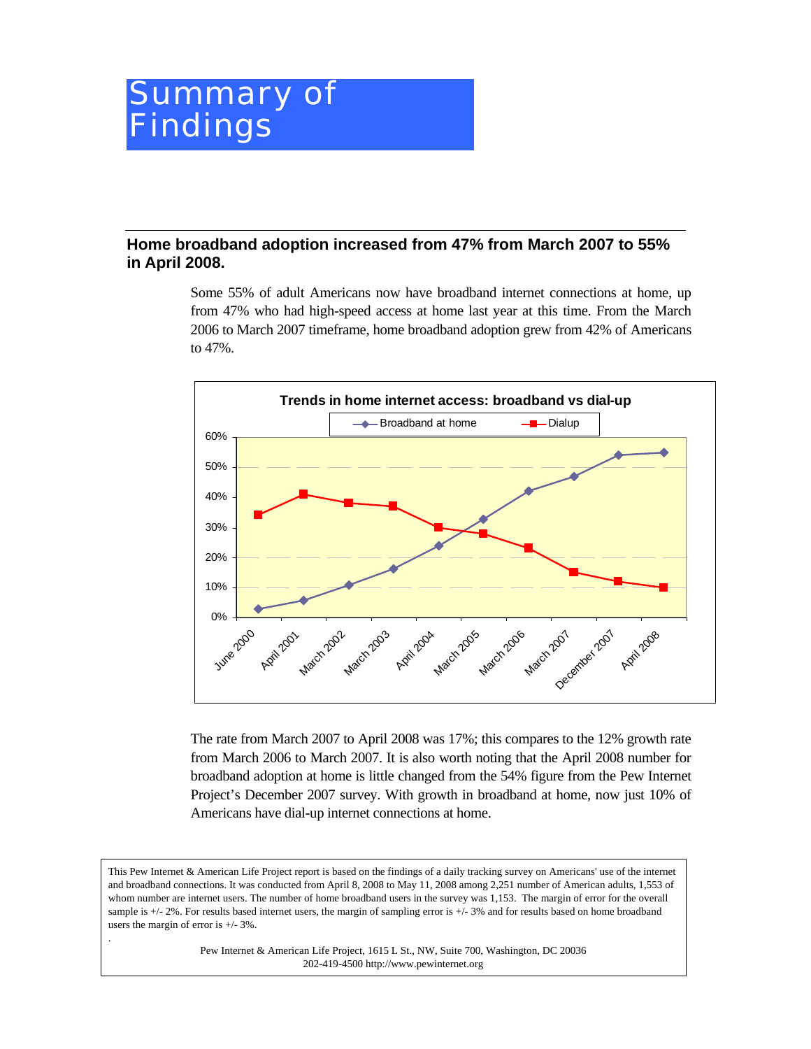# Summary of Findings

## Home broadband adoption increased from 47% from March 2007 to 55% in April 2008.

Some 55% of adult Americans now have broadband internet connections at home, up from 47% who had high-speed access at home last year at this time. From the March 2006 to March 2007 timeframe, home broadband adoption grew from 42% of Americans to 47%.

**Trends in home internet access: broadband vs dial-up**

The rate from March 2007 to April 2008 was 17%; this compares to the 12% growth rate from March 2006 to March 2007. It is also worth noting that the April 2008 number for broadband adoption at home is little changed from the 54% figure from the Pew Internet Project's December 2007 survey. With growth in broadband at home, now just 10% of Americans have dial-up internet connections at home.

This Pew Internet & American Life Project report is based on the findings of a daily tracking survey on Americans' use of the internet and broadband connections. It was conducted from April 8, 2008 to May 11, 2008 among 2,251 number of American adults, 1,553 of whom number are internet users. The number of home broadband users in the survey was 1,153. The margin of error for the overall sample is +/- 2%. For results based internet users, the margin of sampling error is +/- 3% and for results based on home broadband users the margin of error is +/- 3%.

Pew Internet & American Life Project, 1615 L St., NW, Suite 700, Washington, DC 20036
202-419-4500 http://www.pewinternet.org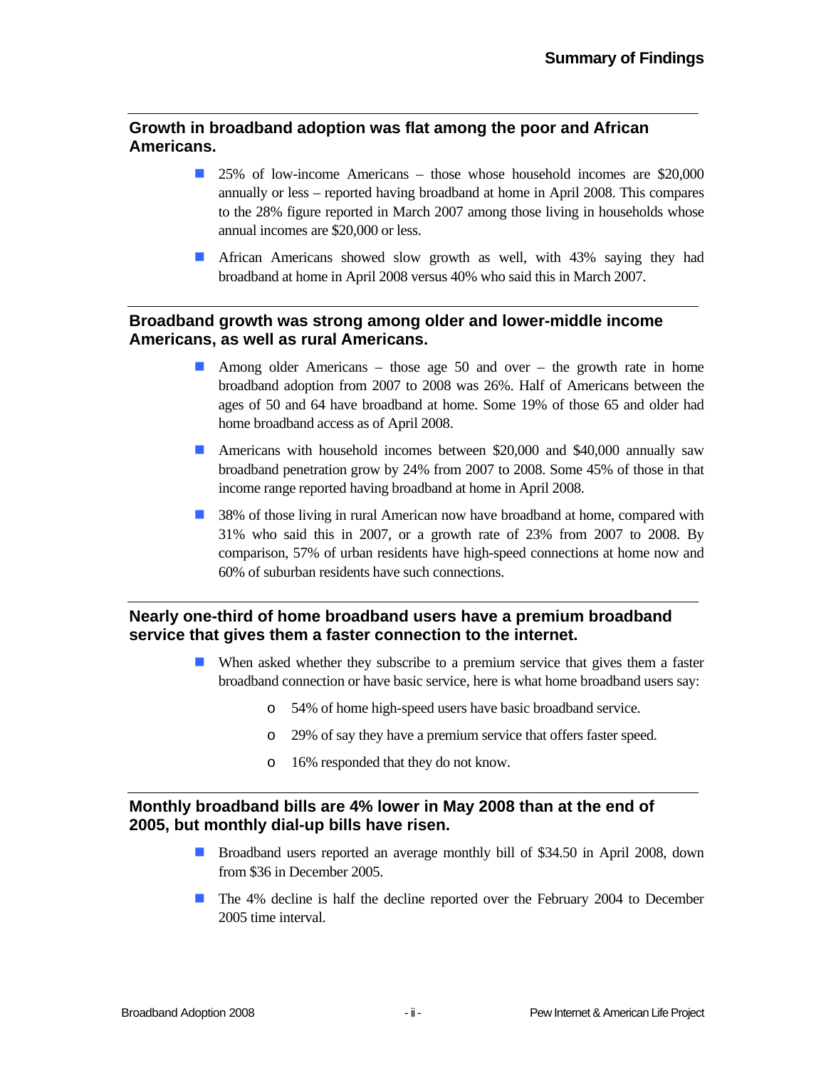## Growth in broadband adoption was flat among the poor and African Americans.

- 25% of low-income Americans – those whose household incomes are $20,000 annually or less – reported having broadband at home in April 2008. This compares to the 28% figure reported in March 2007 among those living in households whose annual incomes are $20,000 or less.
- African Americans showed slow growth as well, with 43% saying they had broadband at home in April 2008 versus 40% who said this in March 2007.

## Broadband growth was strong among older and lower-middle income Americans, as well as rural Americans.

- Among older Americans – those age 50 and over – the growth rate in home broadband adoption from 2007 to 2008 was 26%. Half of Americans between the ages of 50 and 64 have broadband at home. Some 19% of those 65 and older had home broadband access as of April 2008.
- Americans with household incomes between $20,000 and $40,000 annually saw broadband penetration grow by 24% from 2007 to 2008. Some 45% of those in that income range reported having broadband at home in April 2008.
- 38% of those living in rural American now have broadband at home, compared with 31% who said this in 2007, or a growth rate of 23% from 2007 to 2008. By comparison, 57% of urban residents have high-speed connections at home now and 60% of suburban residents have such connections.

## Nearly one-third of home broadband users have a premium broadband service that gives them a faster connection to the internet.

- When asked whether they subscribe to a premium service that gives them a faster broadband connection or have basic service, here is what home broadband users say:
  - 54% of home high-speed users have basic broadband service.
  - 29% of say they have a premium service that offers faster speed.
  - 16% responded that they do not know.

## Monthly broadband bills are 4% lower in May 2008 than at the end of 2005, but monthly dial-up bills have risen.

- Broadband users reported an average monthly bill of $34.50 in April 2008, down from $36 in December 2005.
- The 4% decline is half the decline reported over the February 2004 to December 2005 time interval.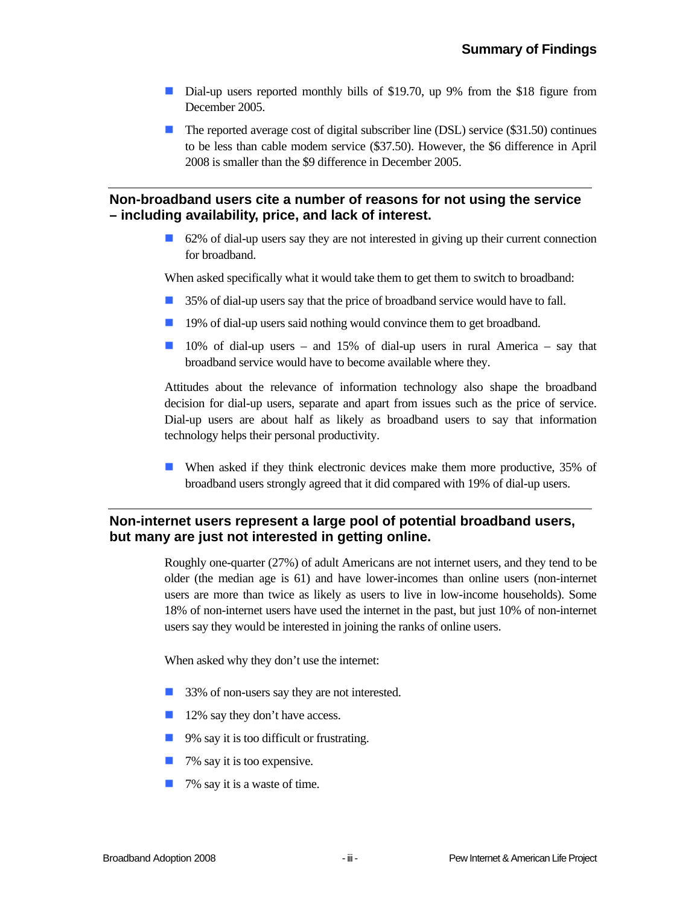- Dial-up users reported monthly bills of $19.70, up 9% from the $18 figure from December 2005.
- The reported average cost of digital subscriber line (DSL) service ($31.50) continues to be less than cable modem service ($37.50). However, the $6 difference in April 2008 is smaller than the $9 difference in December 2005.

## Non-broadband users cite a number of reasons for not using the service – including availability, price, and lack of interest.

- 62% of dial-up users say they are not interested in giving up their current connection for broadband.

When asked specifically what it would take them to get them to switch to broadband:

- 35% of dial-up users say that the price of broadband service would have to fall.
- 19% of dial-up users said nothing would convince them to get broadband.
- 10% of dial-up users – and 15% of dial-up users in rural America – say that broadband service would have to become available where they.

Attitudes about the relevance of information technology also shape the broadband decision for dial-up users, separate and apart from issues such as the price of service. Dial-up users are about half as likely as broadband users to say that information technology helps their personal productivity.

- When asked if they think electronic devices make them more productive, 35% of broadband users strongly agreed that it did compared with 19% of dial-up users.

## Non-internet users represent a large pool of potential broadband users, but many are just not interested in getting online.

Roughly one-quarter (27%) of adult Americans are not internet users, and they tend to be older (the median age is 61) and have lower-incomes than online users (non-internet users are more than twice as likely as users to live in low-income households). Some 18% of non-internet users have used the internet in the past, but just 10% of non-internet users say they would be interested in joining the ranks of online users.

When asked why they don't use the internet:

- 33% of non-users say they are not interested.
- 12% say they don't have access.
- 9% say it is too difficult or frustrating.
- 7% say it is too expensive.
- 7% say it is a waste of time.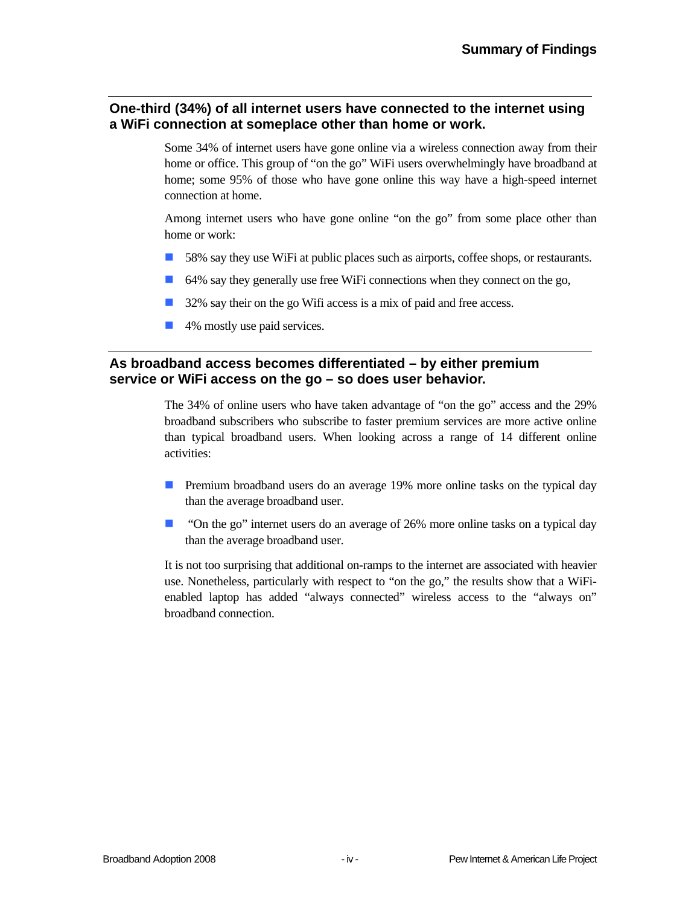## One-third (34%) of all internet users have connected to the internet using a WiFi connection at someplace other than home or work.

Some 34% of internet users have gone online via a wireless connection away from their home or office. This group of "on the go" WiFi users overwhelmingly have broadband at home; some 95% of those who have gone online this way have a high-speed internet connection at home.

Among internet users who have gone online "on the go" from some place other than home or work:

- 58% say they use WiFi at public places such as airports, coffee shops, or restaurants.
- 64% say they generally use free WiFi connections when they connect on the go,
- 32% say their on the go Wifi access is a mix of paid and free access.
- 4% mostly use paid services.

## As broadband access becomes differentiated – by either premium service or WiFi access on the go – so does user behavior.

The 34% of online users who have taken advantage of "on the go" access and the 29% broadband subscribers who subscribe to faster premium services are more active online than typical broadband users. When looking across a range of 14 different online activities:

- Premium broadband users do an average 19% more online tasks on the typical day than the average broadband user.
- "On the go" internet users do an average of 26% more online tasks on a typical day than the average broadband user.

It is not too surprising that additional on-ramps to the internet are associated with heavier use. Nonetheless, particularly with respect to "on the go," the results show that a WiFi-enabled laptop has added "always connected" wireless access to the "always on" broadband connection.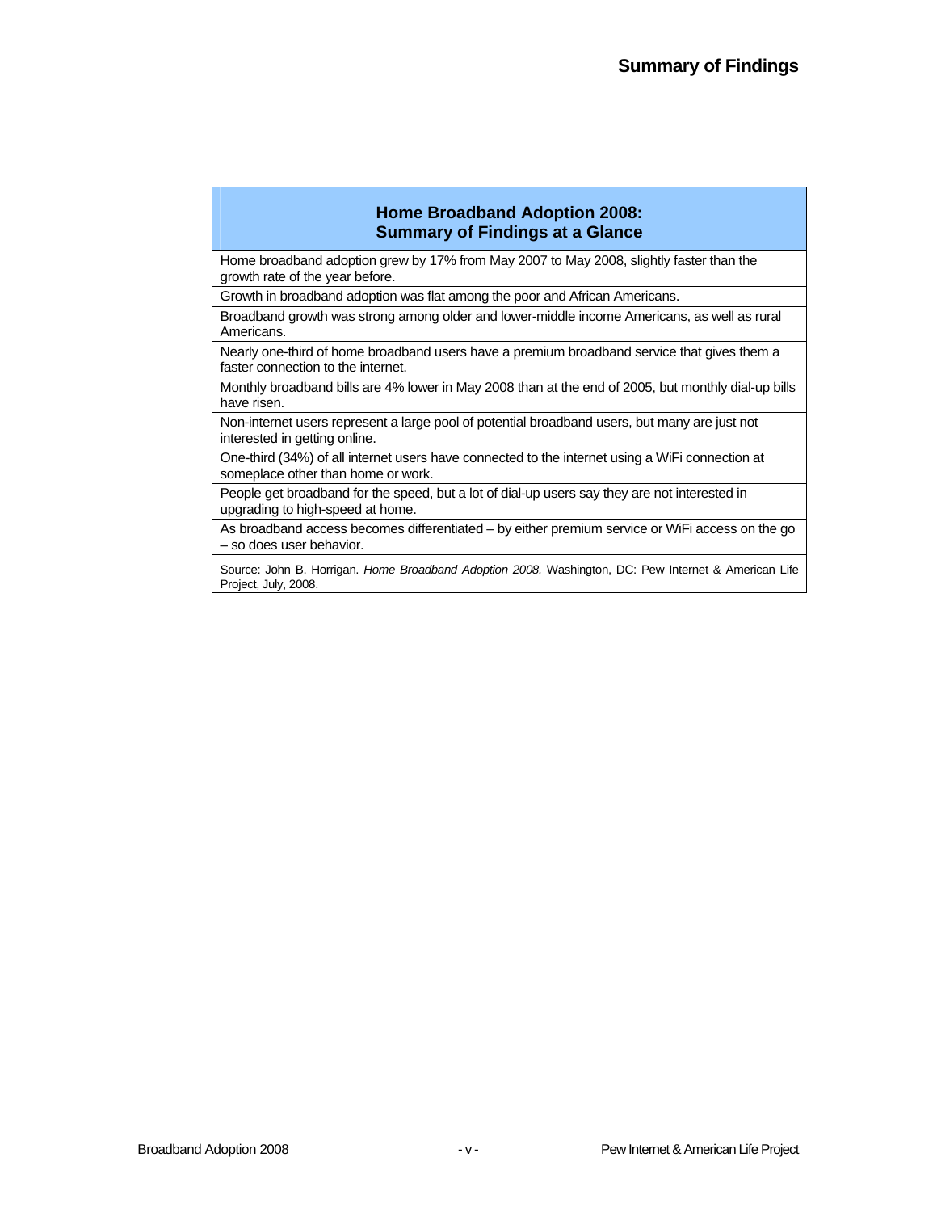# Summary of Findings

| Home Broadband Adoption 2008: Summary of Findings at a Glance |
|---|
| Home broadband adoption grew by 17% from May 2007 to May 2008, slightly faster than the growth rate of the year before. |
| Growth in broadband adoption was flat among the poor and African Americans. |
| Broadband growth was strong among older and lower-middle income Americans, as well as rural Americans. |
| Nearly one-third of home broadband users have a premium broadband service that gives them a faster connection to the internet. |
| Monthly broadband bills are 4% lower in May 2008 than at the end of 2005, but monthly dial-up bills have risen. |
| Non-internet users represent a large pool of potential broadband users, but many are just not interested in getting online. |
| One-third (34%) of all internet users have connected to the internet using a WiFi connection at someplace other than home or work. |
| People get broadband for the speed, but a lot of dial-up users say they are not interested in upgrading to high-speed at home. |
| As broadband access becomes differentiated – by either premium service or WiFi access on the go – so does user behavior. |
| Source: John B. Horrigan. *Home Broadband Adoption 2008.* Washington, DC: Pew Internet & American Life Project, July, 2008. |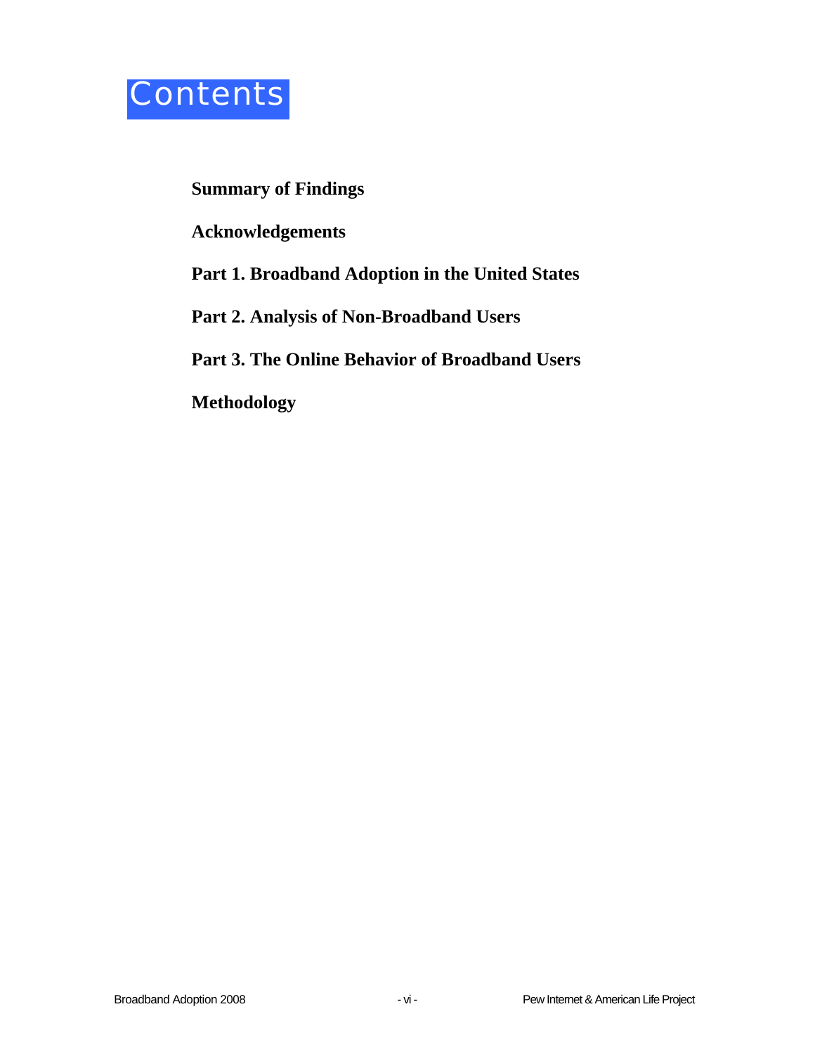# Contents

**Summary of Findings**

**Acknowledgements**

**Part 1. Broadband Adoption in the United States**

**Part 2. Analysis of Non-Broadband Users**

**Part 3. The Online Behavior of Broadband Users**

**Methodology**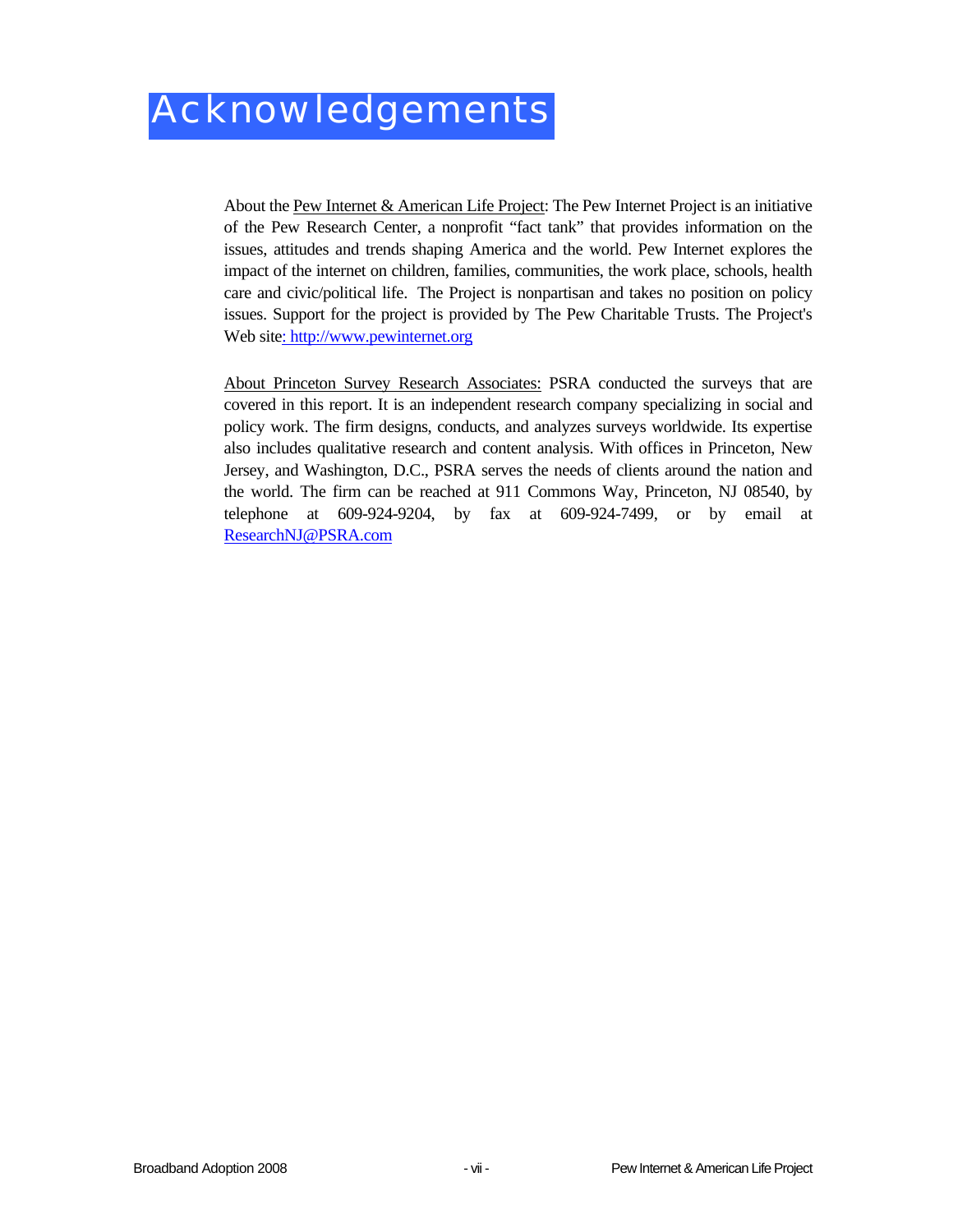# Acknowledgements

About the Pew Internet & American Life Project: The Pew Internet Project is an initiative of the Pew Research Center, a nonprofit "fact tank" that provides information on the issues, attitudes and trends shaping America and the world. Pew Internet explores the impact of the internet on children, families, communities, the work place, schools, health care and civic/political life. The Project is nonpartisan and takes no position on policy issues. Support for the project is provided by The Pew Charitable Trusts. The Project's Web site: http://www.pewinternet.org

About Princeton Survey Research Associates: PSRA conducted the surveys that are covered in this report. It is an independent research company specializing in social and policy work. The firm designs, conducts, and analyzes surveys worldwide. Its expertise also includes qualitative research and content analysis. With offices in Princeton, New Jersey, and Washington, D.C., PSRA serves the needs of clients around the nation and the world. The firm can be reached at 911 Commons Way, Princeton, NJ 08540, by telephone at 609-924-9204, by fax at 609-924-7499, or by email at ResearchNJ@PSRA.com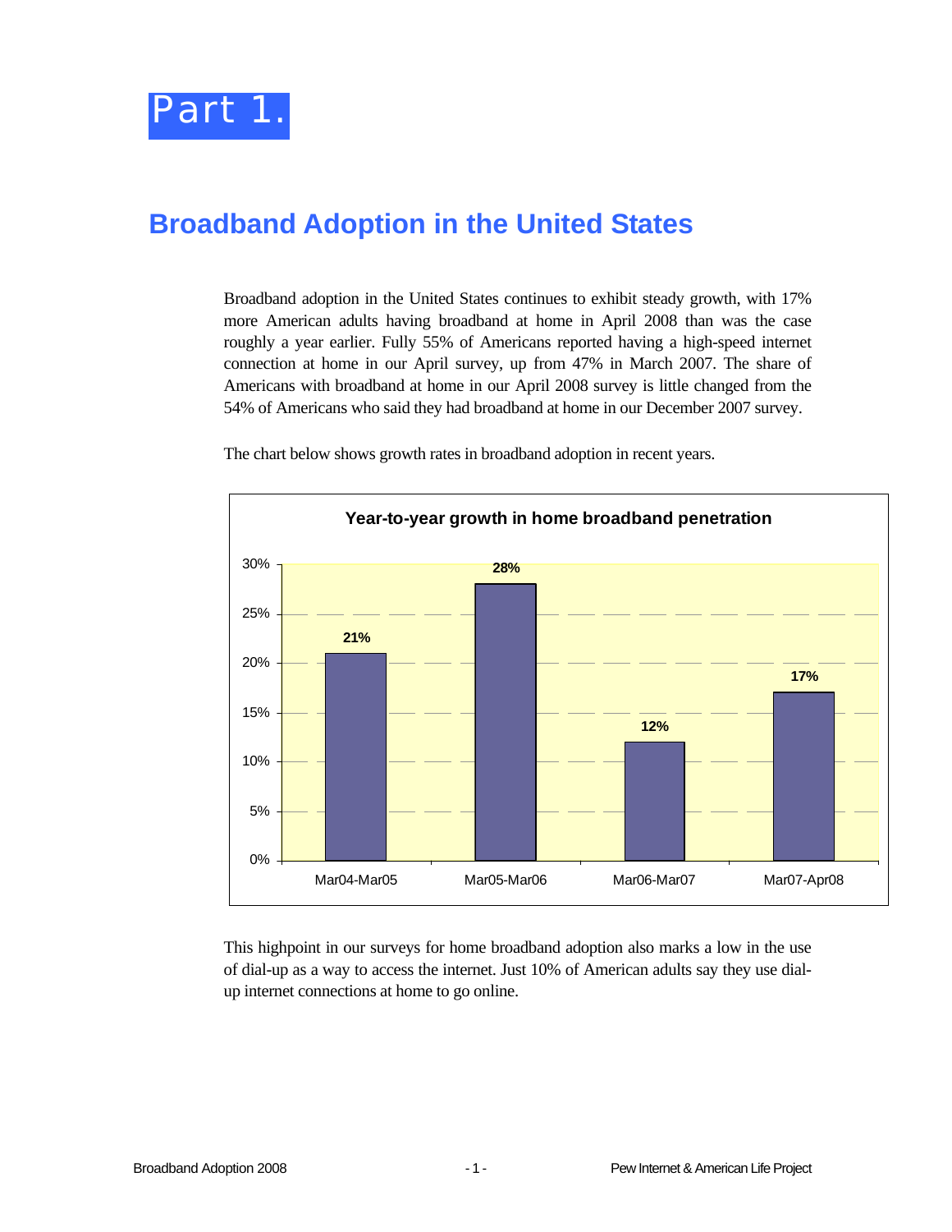# Part 1.

## Broadband Adoption in the United States

Broadband adoption in the United States continues to exhibit steady growth, with 17% more American adults having broadband at home in April 2008 than was the case roughly a year earlier. Fully 55% of Americans reported having a high-speed internet connection at home in our April survey, up from 47% in March 2007. The share of Americans with broadband at home in our April 2008 survey is little changed from the 54% of Americans who said they had broadband at home in our December 2007 survey.

The chart below shows growth rates in broadband adoption in recent years.

**Year-to-year growth in home broadband penetration**

| Period | Growth |
| --- | --- |
| Mar04-Mar05 | 21% |
| Mar05-Mar06 | 28% |
| Mar06-Mar07 | 12% |
| Mar07-Apr08 | 17% |

This highpoint in our surveys for home broadband adoption also marks a low in the use of dial-up as a way to access the internet. Just 10% of American adults say they use dial-up internet connections at home to go online.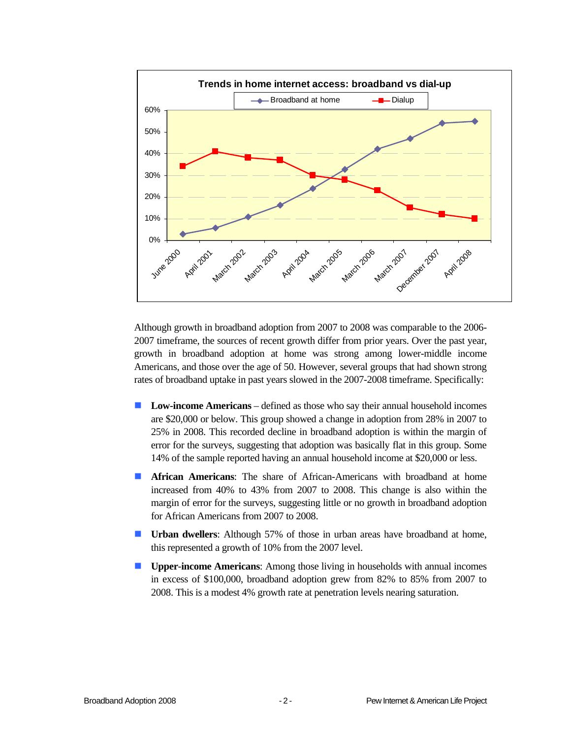**Trends in home internet access: broadband vs dial-up**

Although growth in broadband adoption from 2007 to 2008 was comparable to the 2006-2007 timeframe, the sources of recent growth differ from prior years. Over the past year, growth in broadband adoption at home was strong among lower-middle income Americans, and those over the age of 50. However, several groups that had shown strong rates of broadband uptake in past years slowed in the 2007-2008 timeframe. Specifically:

- **Low-income Americans** – defined as those who say their annual household incomes are $20,000 or below. This group showed a change in adoption from 28% in 2007 to 25% in 2008. This recorded decline in broadband adoption is within the margin of error for the surveys, suggesting that adoption was basically flat in this group. Some 14% of the sample reported having an annual household income at $20,000 or less.
- **African Americans**: The share of African-Americans with broadband at home increased from 40% to 43% from 2007 to 2008. This change is also within the margin of error for the surveys, suggesting little or no growth in broadband adoption for African Americans from 2007 to 2008.
- **Urban dwellers**: Although 57% of those in urban areas have broadband at home, this represented a growth of 10% from the 2007 level.
- **Upper-income Americans**: Among those living in households with annual incomes in excess of $100,000, broadband adoption grew from 82% to 85% from 2007 to 2008. This is a modest 4% growth rate at penetration levels nearing saturation.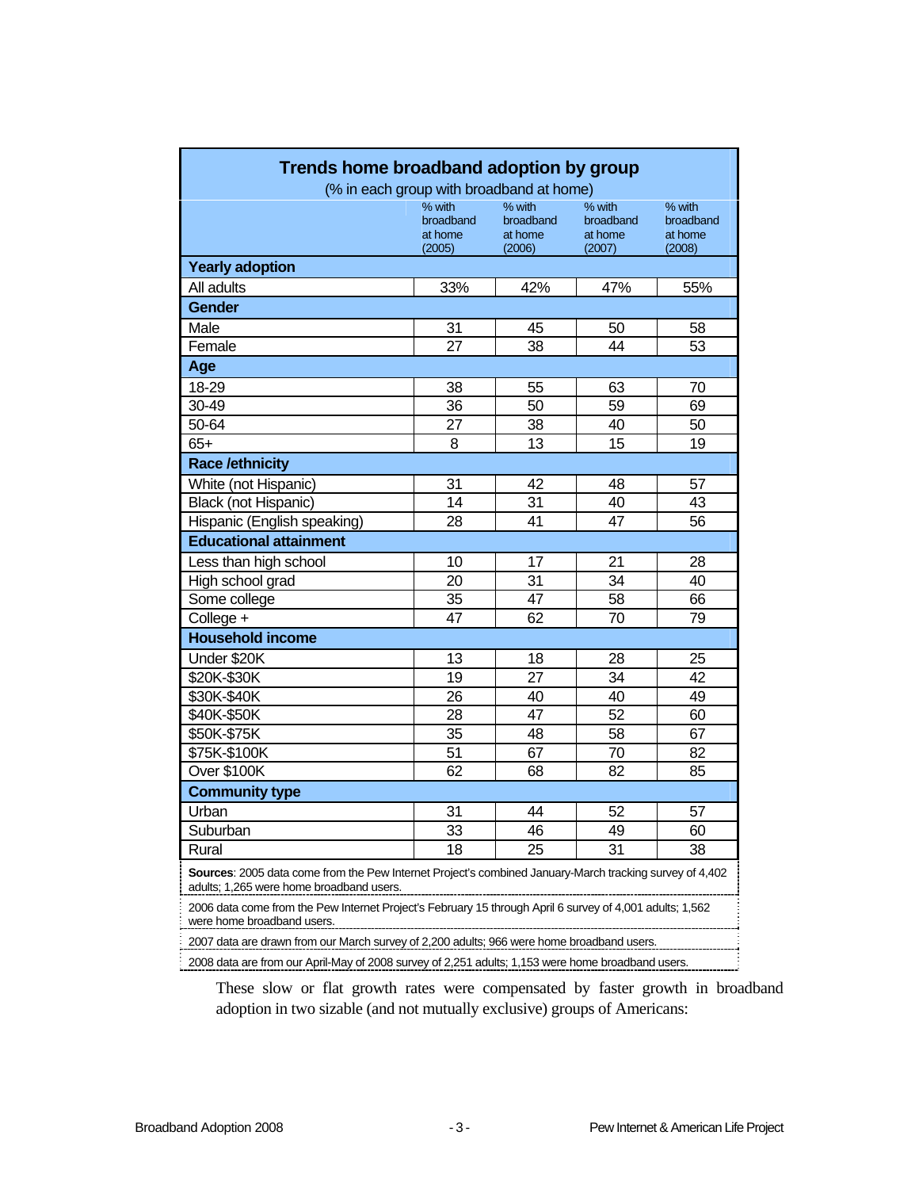**Trends home broadband adoption by group**

(% in each group with broadband at home)

| | % with broadband at home (2005) | % with broadband at home (2006) | % with broadband at home (2007) | % with broadband at home (2008) |
|---|---|---|---|---|
| **Yearly adoption** | | | | |
| All adults | 33% | 42% | 47% | 55% |
| **Gender** | | | | |
| Male | 31 | 45 | 50 | 58 |
| Female | 27 | 38 | 44 | 53 |
| **Age** | | | | |
| 18-29 | 38 | 55 | 63 | 70 |
| 30-49 | 36 | 50 | 59 | 69 |
| 50-64 | 27 | 38 | 40 | 50 |
| 65+ | 8 | 13 | 15 | 19 |
| **Race /ethnicity** | | | | |
| White (not Hispanic) | 31 | 42 | 48 | 57 |
| Black (not Hispanic) | 14 | 31 | 40 | 43 |
| Hispanic (English speaking) | 28 | 41 | 47 | 56 |
| **Educational attainment** | | | | |
| Less than high school | 10 | 17 | 21 | 28 |
| High school grad | 20 | 31 | 34 | 40 |
| Some college | 35 | 47 | 58 | 66 |
| College + | 47 | 62 | 70 | 79 |
| **Household income** | | | | |
| Under $20K | 13 | 18 | 28 | 25 |
| $20K-$30K | 19 | 27 | 34 | 42 |
| $30K-$40K | 26 | 40 | 40 | 49 |
| $40K-$50K | 28 | 47 | 52 | 60 |
| $50K-$75K | 35 | 48 | 58 | 67 |
| $75K-$100K | 51 | 67 | 70 | 82 |
| Over $100K | 62 | 68 | 82 | 85 |
| **Community type** | | | | |
| Urban | 31 | 44 | 52 | 57 |
| Suburban | 33 | 46 | 49 | 60 |
| Rural | 18 | 25 | 31 | 38 |

**Sources**: 2005 data come from the Pew Internet Project's combined January-March tracking survey of 4,402 adults; 1,265 were home broadband users.

2006 data come from the Pew Internet Project's February 15 through April 6 survey of 4,001 adults; 1,562 were home broadband users.

2007 data are drawn from our March survey of 2,200 adults; 966 were home broadband users.

2008 data are from our April-May of 2008 survey of 2,251 adults; 1,153 were home broadband users.

These slow or flat growth rates were compensated by faster growth in broadband adoption in two sizable (and not mutually exclusive) groups of Americans: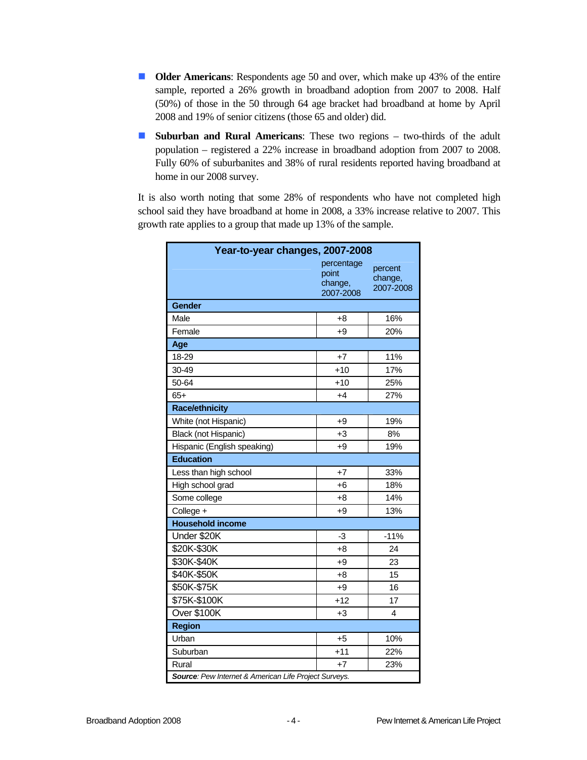- **Older Americans**: Respondents age 50 and over, which make up 43% of the entire sample, reported a 26% growth in broadband adoption from 2007 to 2008. Half (50%) of those in the 50 through 64 age bracket had broadband at home by April 2008 and 19% of senior citizens (those 65 and older) did.
- **Suburban and Rural Americans**: These two regions – two-thirds of the adult population – registered a 22% increase in broadband adoption from 2007 to 2008. Fully 60% of suburbanites and 38% of rural residents reported having broadband at home in our 2008 survey.

It is also worth noting that some 28% of respondents who have not completed high school said they have broadband at home in 2008, a 33% increase relative to 2007. This growth rate applies to a group that made up 13% of the sample.

| Year-to-year changes, 2007-2008 | | |
|---|---|---|
| | percentage point change, 2007-2008 | percent change, 2007-2008 |
| **Gender** | | |
| Male | +8 | 16% |
| Female | +9 | 20% |
| **Age** | | |
| 18-29 | +7 | 11% |
| 30-49 | +10 | 17% |
| 50-64 | +10 | 25% |
| 65+ | +4 | 27% |
| **Race/ethnicity** | | |
| White (not Hispanic) | +9 | 19% |
| Black (not Hispanic) | +3 | 8% |
| Hispanic (English speaking) | +9 | 19% |
| **Education** | | |
| Less than high school | +7 | 33% |
| High school grad | +6 | 18% |
| Some college | +8 | 14% |
| College + | +9 | 13% |
| **Household income** | | |
| Under $20K | -3 | -11% |
| $20K-$30K | +8 | 24 |
| $30K-$40K | +9 | 23 |
| $40K-$50K | +8 | 15 |
| $50K-$75K | +9 | 16 |
| $75K-$100K | +12 | 17 |
| Over $100K | +3 | 4 |
| **Region** | | |
| Urban | +5 | 10% |
| Suburban | +11 | 22% |
| Rural | +7 | 23% |
| ***Source**: Pew Internet & American Life Project Surveys.* | | |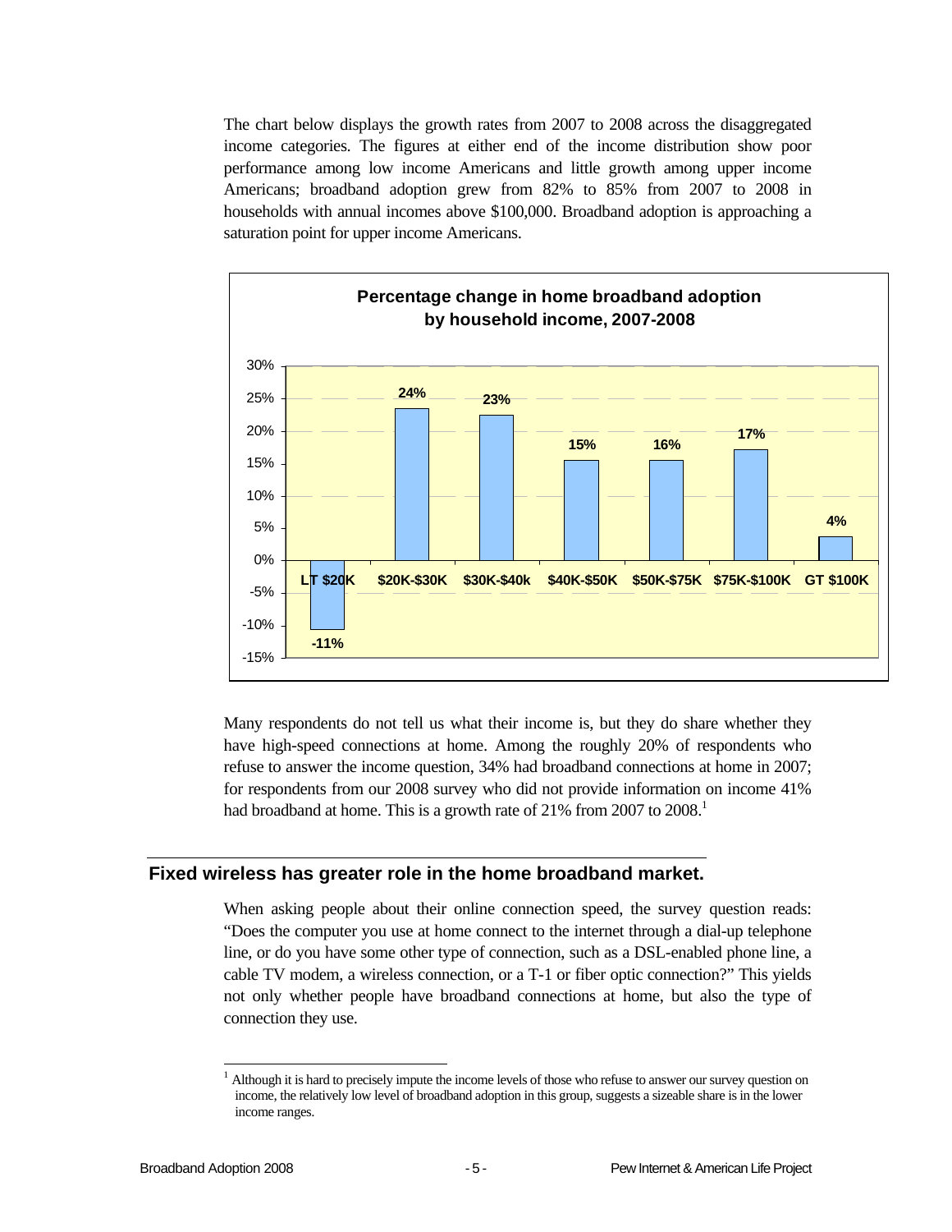The chart below displays the growth rates from 2007 to 2008 across the disaggregated income categories. The figures at either end of the income distribution show poor performance among low income Americans and little growth among upper income Americans; broadband adoption grew from 82% to 85% from 2007 to 2008 in households with annual incomes above $100,000. Broadband adoption is approaching a saturation point for upper income Americans.

**Percentage change in home broadband adoption by household income, 2007-2008**

| Household income | Percentage change |
|---|---|
| LT $20K | -11% |
| $20K-$30K | 24% |
| $30K-$40k | 23% |
| $40K-$50K | 15% |
| $50K-$75K | 16% |
| $75K-$100K | 17% |
| GT $100K | 4% |

Many respondents do not tell us what their income is, but they do share whether they have high-speed connections at home. Among the roughly 20% of respondents who refuse to answer the income question, 34% had broadband connections at home in 2007; for respondents from our 2008 survey who did not provide information on income 41% had broadband at home. This is a growth rate of 21% from 2007 to 2008.[1]

## Fixed wireless has greater role in the home broadband market.

When asking people about their online connection speed, the survey question reads: "Does the computer you use at home connect to the internet through a dial-up telephone line, or do you have some other type of connection, such as a DSL-enabled phone line, a cable TV modem, a wireless connection, or a T-1 or fiber optic connection?" This yields not only whether people have broadband connections at home, but also the type of connection they use.

[1] Although it is hard to precisely impute the income levels of those who refuse to answer our survey question on income, the relatively low level of broadband adoption in this group, suggests a sizeable share is in the lower income ranges.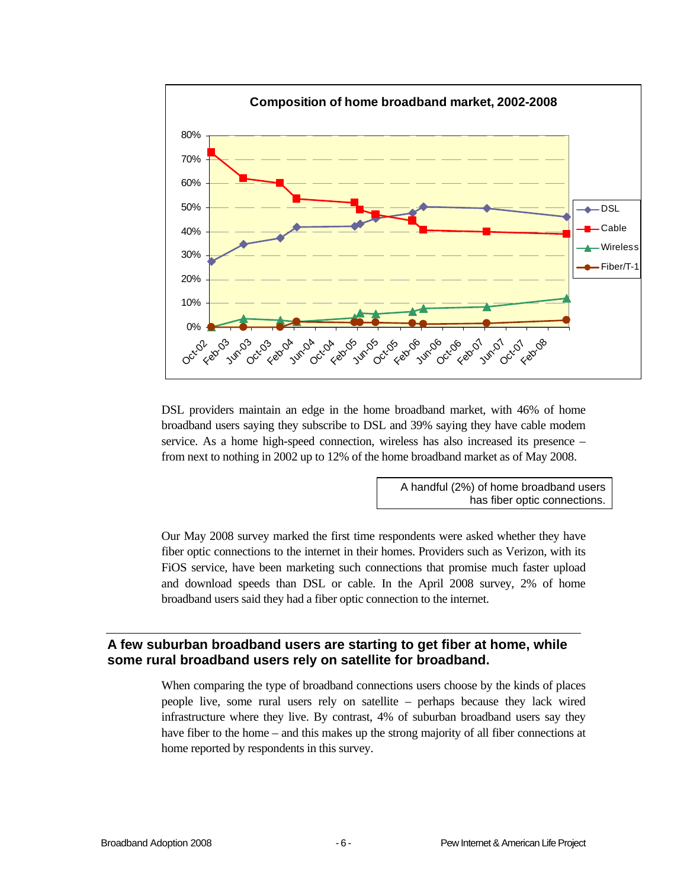**Composition of home broadband market, 2002-2008**

DSL providers maintain an edge in the home broadband market, with 46% of home broadband users saying they subscribe to DSL and 39% saying they have cable modem service. As a home high-speed connection, wireless has also increased its presence – from next to nothing in 2002 up to 12% of the home broadband market as of May 2008.

> A handful (2%) of home broadband users has fiber optic connections.

Our May 2008 survey marked the first time respondents were asked whether they have fiber optic connections to the internet in their homes. Providers such as Verizon, with its FiOS service, have been marketing such connections that promise much faster upload and download speeds than DSL or cable. In the April 2008 survey, 2% of home broadband users said they had a fiber optic connection to the internet.

## A few suburban broadband users are starting to get fiber at home, while some rural broadband users rely on satellite for broadband.

When comparing the type of broadband connections users choose by the kinds of places people live, some rural users rely on satellite – perhaps because they lack wired infrastructure where they live. By contrast, 4% of suburban broadband users say they have fiber to the home – and this makes up the strong majority of all fiber connections at home reported by respondents in this survey.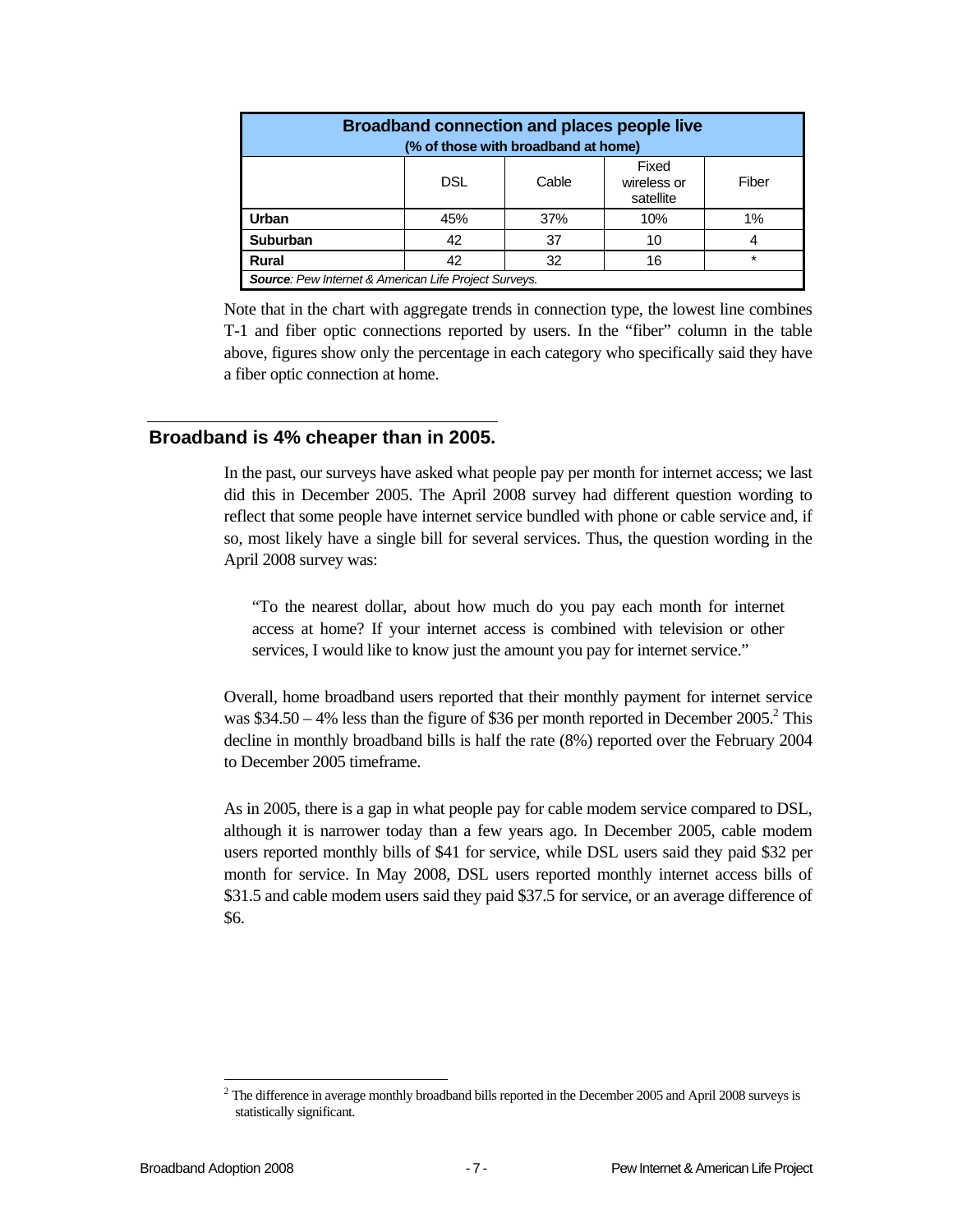| Broadband connection and places people live (% of those with broadband at home) | | | | |
|---|---|---|---|---|
| | DSL | Cable | Fixed wireless or satellite | Fiber |
| **Urban** | 45% | 37% | 10% | 1% |
| **Suburban** | 42 | 37 | 10 | 4 |
| **Rural** | 42 | 32 | 16 | * |

***Source**: Pew Internet & American Life Project Surveys.*

Note that in the chart with aggregate trends in connection type, the lowest line combines T-1 and fiber optic connections reported by users. In the "fiber" column in the table above, figures show only the percentage in each category who specifically said they have a fiber optic connection at home.

## Broadband is 4% cheaper than in 2005.

In the past, our surveys have asked what people pay per month for internet access; we last did this in December 2005. The April 2008 survey had different question wording to reflect that some people have internet service bundled with phone or cable service and, if so, most likely have a single bill for several services. Thus, the question wording in the April 2008 survey was:

> "To the nearest dollar, about how much do you pay each month for internet access at home? If your internet access is combined with television or other services, I would like to know just the amount you pay for internet service."

Overall, home broadband users reported that their monthly payment for internet service was $34.50 – 4% less than the figure of $36 per month reported in December 2005.[2] This decline in monthly broadband bills is half the rate (8%) reported over the February 2004 to December 2005 timeframe.

As in 2005, there is a gap in what people pay for cable modem service compared to DSL, although it is narrower today than a few years ago. In December 2005, cable modem users reported monthly bills of $41 for service, while DSL users said they paid $32 per month for service. In May 2008, DSL users reported monthly internet access bills of $31.5 and cable modem users said they paid $37.5 for service, or an average difference of $6.

[2] The difference in average monthly broadband bills reported in the December 2005 and April 2008 surveys is statistically significant.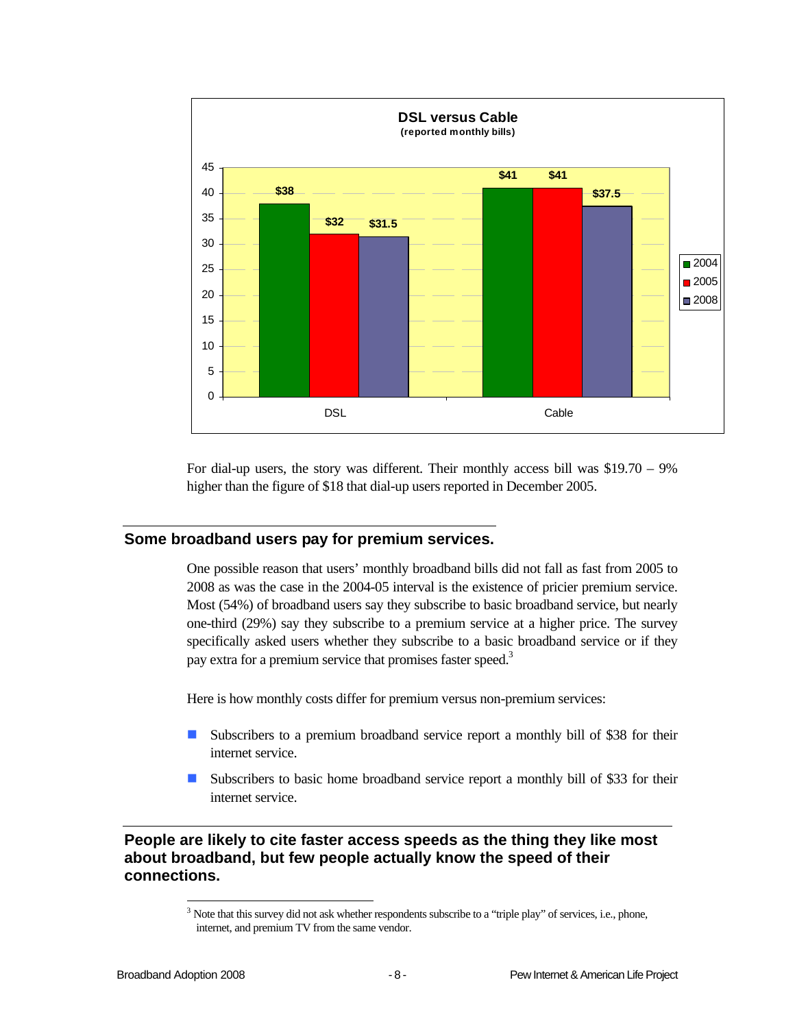**DSL versus Cable**
(reported monthly bills)

| | 2004 | 2005 | 2008 |
|---|---|---|---|
| DSL | $38 | $32 | $31.5 |
| Cable | $41 | $41 | $37.5 |

For dial-up users, the story was different. Their monthly access bill was $19.70 – 9% higher than the figure of $18 that dial-up users reported in December 2005.

## Some broadband users pay for premium services.

One possible reason that users' monthly broadband bills did not fall as fast from 2005 to 2008 as was the case in the 2004-05 interval is the existence of pricier premium service. Most (54%) of broadband users say they subscribe to basic broadband service, but nearly one-third (29%) say they subscribe to a premium service at a higher price. The survey specifically asked users whether they subscribe to a basic broadband service or if they pay extra for a premium service that promises faster speed.[3]

Here is how monthly costs differ for premium versus non-premium services:

- Subscribers to a premium broadband service report a monthly bill of $38 for their internet service.
- Subscribers to basic home broadband service report a monthly bill of $33 for their internet service.

## People are likely to cite faster access speeds as the thing they like most about broadband, but few people actually know the speed of their connections.

[3] Note that this survey did not ask whether respondents subscribe to a "triple play" of services, i.e., phone, internet, and premium TV from the same vendor.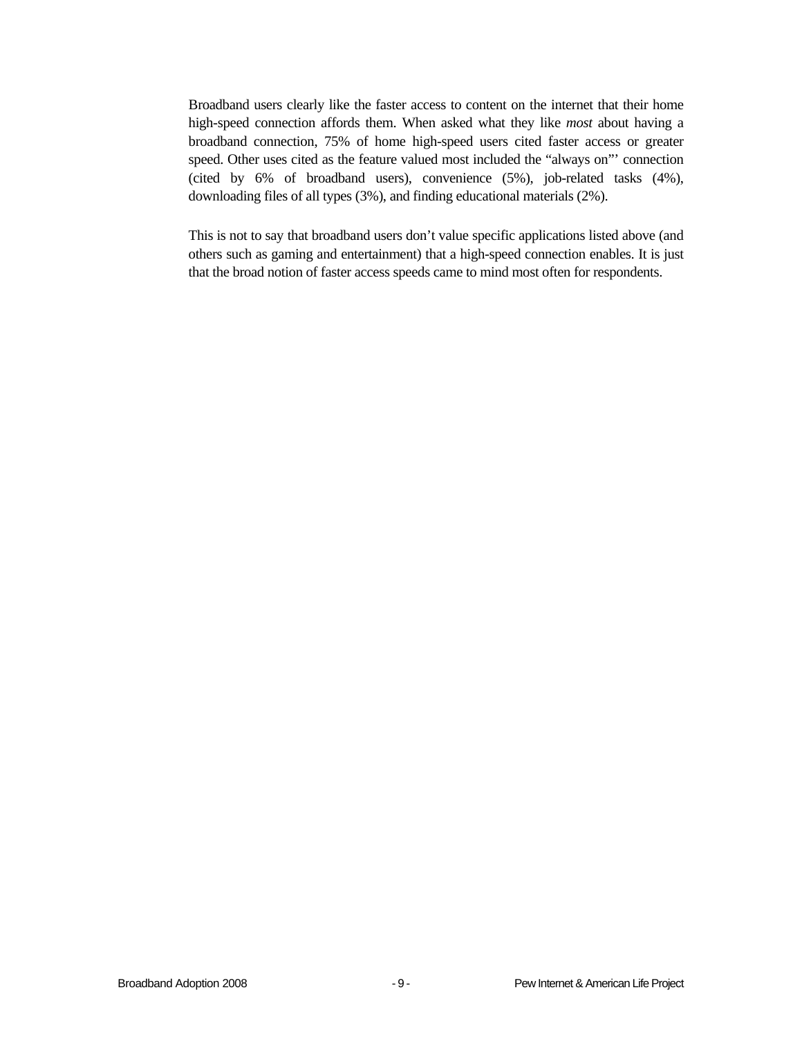Broadband users clearly like the faster access to content on the internet that their home high-speed connection affords them. When asked what they like *most* about having a broadband connection, 75% of home high-speed users cited faster access or greater speed. Other uses cited as the feature valued most included the "always on"' connection (cited by 6% of broadband users), convenience (5%), job-related tasks (4%), downloading files of all types (3%), and finding educational materials (2%).

This is not to say that broadband users don't value specific applications listed above (and others such as gaming and entertainment) that a high-speed connection enables. It is just that the broad notion of faster access speeds came to mind most often for respondents.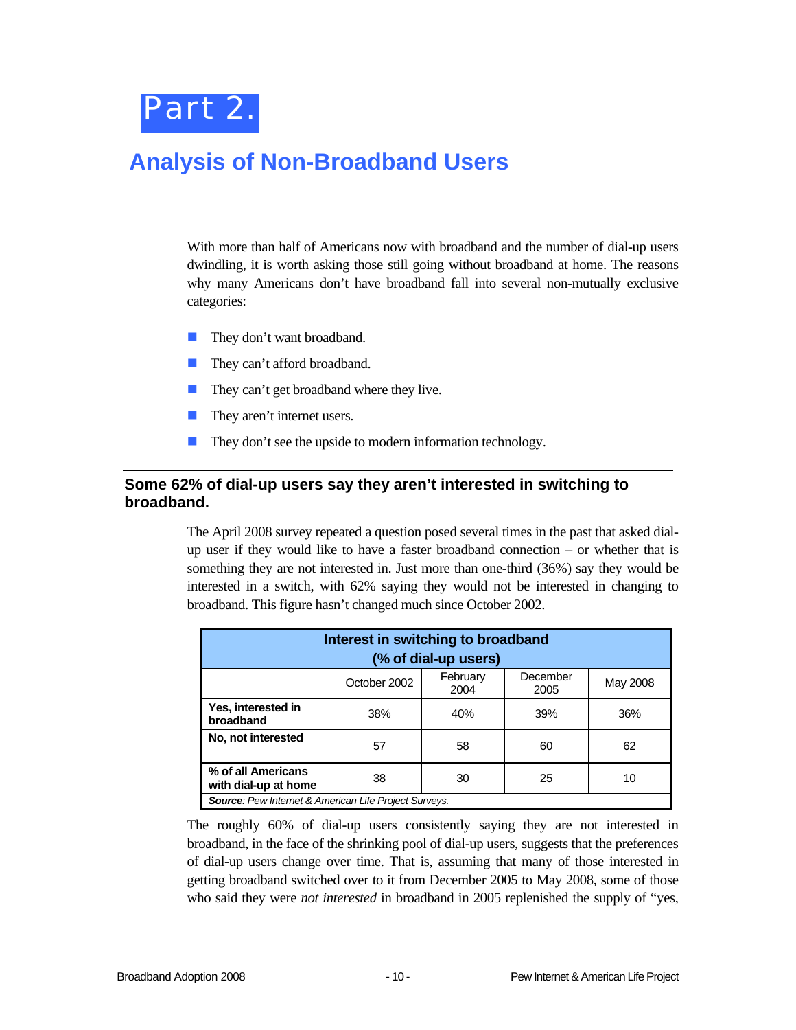# Part 2.

## Analysis of Non-Broadband Users

With more than half of Americans now with broadband and the number of dial-up users dwindling, it is worth asking those still going without broadband at home. The reasons why many Americans don't have broadband fall into several non-mutually exclusive categories:

- They don't want broadband.
- They can't afford broadband.
- They can't get broadband where they live.
- They aren't internet users.
- They don't see the upside to modern information technology.

### Some 62% of dial-up users say they aren't interested in switching to broadband.

The April 2008 survey repeated a question posed several times in the past that asked dial-up user if they would like to have a faster broadband connection – or whether that is something they are not interested in. Just more than one-third (36%) say they would be interested in a switch, with 62% saying they would not be interested in changing to broadband. This figure hasn't changed much since October 2002.

**Interest in switching to broadband (% of dial-up users)**

| | October 2002 | February 2004 | December 2005 | May 2008 |
|---|---|---|---|---|
| **Yes, interested in broadband** | 38% | 40% | 39% | 36% |
| **No, not interested** | 57 | 58 | 60 | 62 |
| **% of all Americans with dial-up at home** | 38 | 30 | 25 | 10 |

***Source**: Pew Internet & American Life Project Surveys.*

The roughly 60% of dial-up users consistently saying they are not interested in broadband, in the face of the shrinking pool of dial-up users, suggests that the preferences of dial-up users change over time. That is, assuming that many of those interested in getting broadband switched over to it from December 2005 to May 2008, some of those who said they were *not interested* in broadband in 2005 replenished the supply of "yes,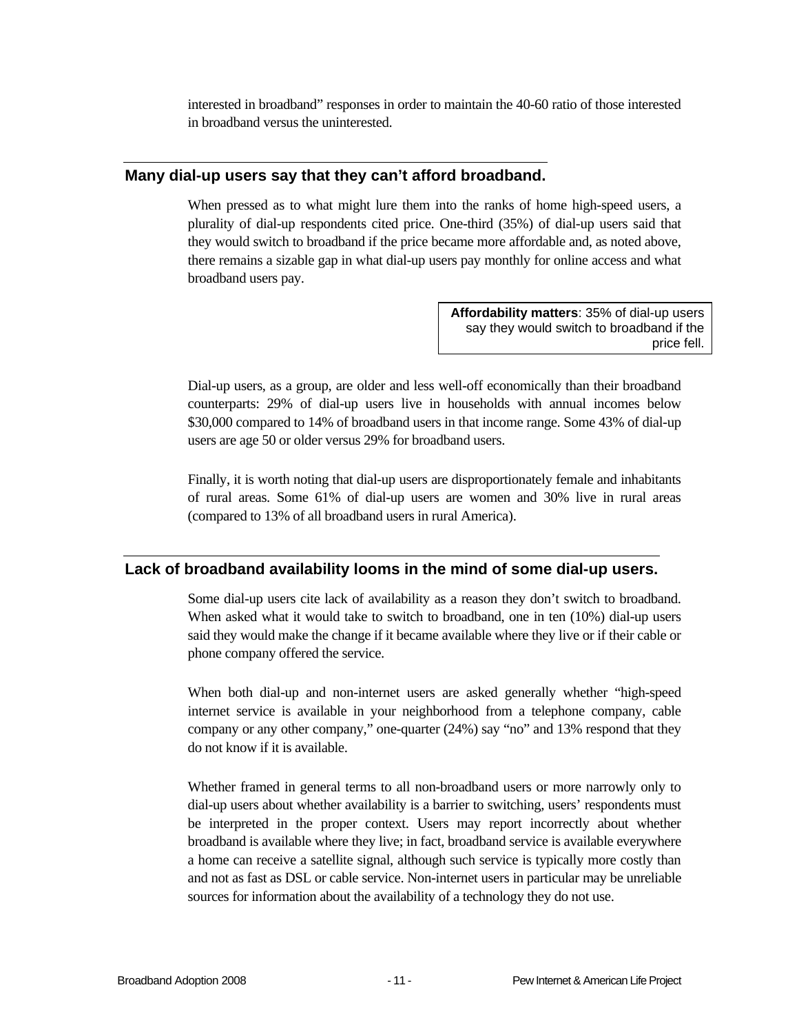interested in broadband" responses in order to maintain the 40-60 ratio of those interested in broadband versus the uninterested.

## Many dial-up users say that they can't afford broadband.

When pressed as to what might lure them into the ranks of home high-speed users, a plurality of dial-up respondents cited price. One-third (35%) of dial-up users said that they would switch to broadband if the price became more affordable and, as noted above, there remains a sizable gap in what dial-up users pay monthly for online access and what broadband users pay.

> **Affordability matters**: 35% of dial-up users say they would switch to broadband if the price fell.

Dial-up users, as a group, are older and less well-off economically than their broadband counterparts: 29% of dial-up users live in households with annual incomes below $30,000 compared to 14% of broadband users in that income range. Some 43% of dial-up users are age 50 or older versus 29% for broadband users.

Finally, it is worth noting that dial-up users are disproportionately female and inhabitants of rural areas. Some 61% of dial-up users are women and 30% live in rural areas (compared to 13% of all broadband users in rural America).

## Lack of broadband availability looms in the mind of some dial-up users.

Some dial-up users cite lack of availability as a reason they don't switch to broadband. When asked what it would take to switch to broadband, one in ten (10%) dial-up users said they would make the change if it became available where they live or if their cable or phone company offered the service.

When both dial-up and non-internet users are asked generally whether "high-speed internet service is available in your neighborhood from a telephone company, cable company or any other company," one-quarter (24%) say "no" and 13% respond that they do not know if it is available.

Whether framed in general terms to all non-broadband users or more narrowly only to dial-up users about whether availability is a barrier to switching, users' respondents must be interpreted in the proper context. Users may report incorrectly about whether broadband is available where they live; in fact, broadband service is available everywhere a home can receive a satellite signal, although such service is typically more costly than and not as fast as DSL or cable service. Non-internet users in particular may be unreliable sources for information about the availability of a technology they do not use.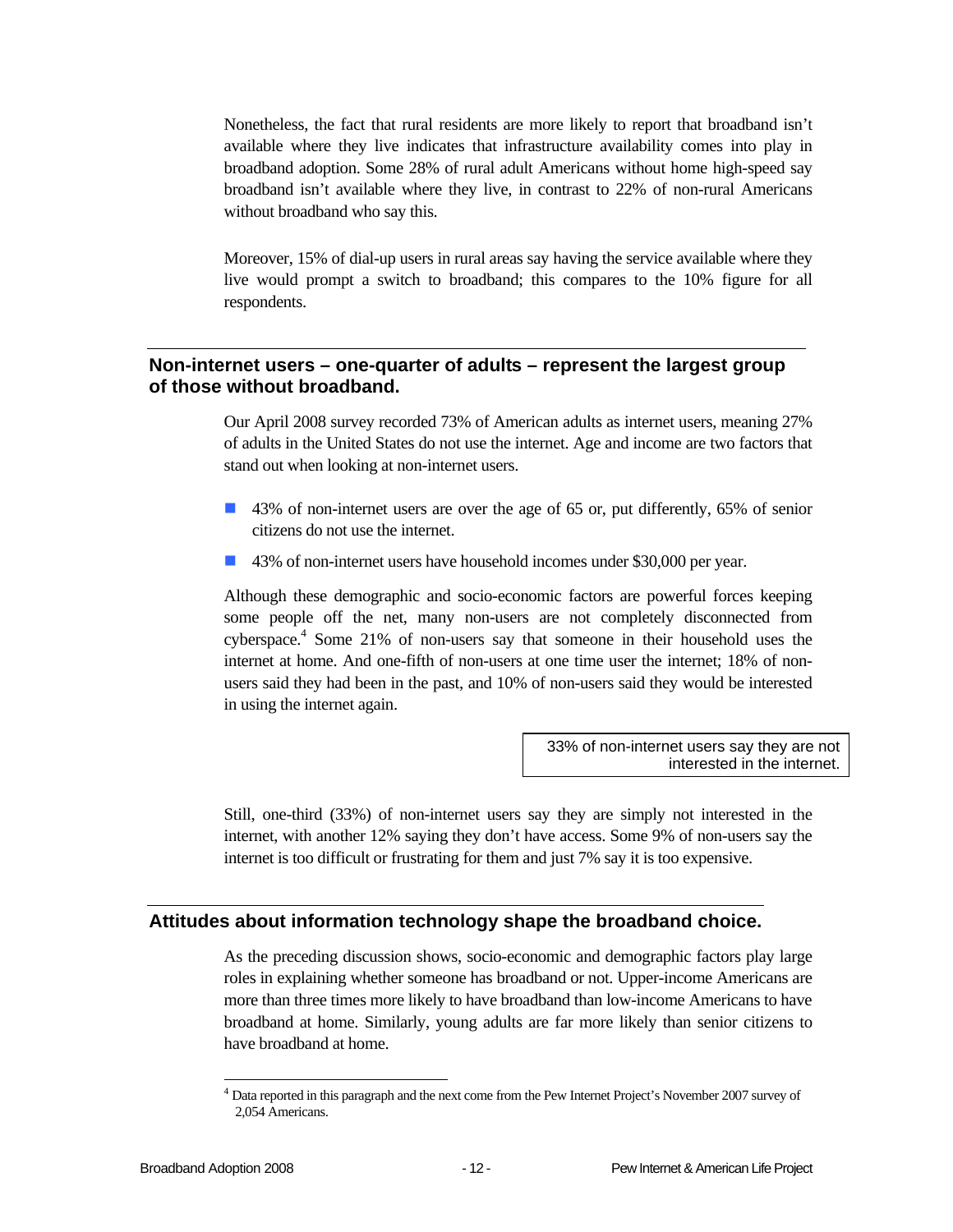Nonetheless, the fact that rural residents are more likely to report that broadband isn't available where they live indicates that infrastructure availability comes into play in broadband adoption. Some 28% of rural adult Americans without home high-speed say broadband isn't available where they live, in contrast to 22% of non-rural Americans without broadband who say this.

Moreover, 15% of dial-up users in rural areas say having the service available where they live would prompt a switch to broadband; this compares to the 10% figure for all respondents.

## Non-internet users – one-quarter of adults – represent the largest group of those without broadband.

Our April 2008 survey recorded 73% of American adults as internet users, meaning 27% of adults in the United States do not use the internet. Age and income are two factors that stand out when looking at non-internet users.

- 43% of non-internet users are over the age of 65 or, put differently, 65% of senior citizens do not use the internet.
- 43% of non-internet users have household incomes under $30,000 per year.

Although these demographic and socio-economic factors are powerful forces keeping some people off the net, many non-users are not completely disconnected from cyberspace.[4] Some 21% of non-users say that someone in their household uses the internet at home. And one-fifth of non-users at one time user the internet; 18% of non-users said they had been in the past, and 10% of non-users said they would be interested in using the internet again.

> 33% of non-internet users say they are not interested in the internet.

Still, one-third (33%) of non-internet users say they are simply not interested in the internet, with another 12% saying they don't have access. Some 9% of non-users say the internet is too difficult or frustrating for them and just 7% say it is too expensive.

## Attitudes about information technology shape the broadband choice.

As the preceding discussion shows, socio-economic and demographic factors play large roles in explaining whether someone has broadband or not. Upper-income Americans are more than three times more likely to have broadband than low-income Americans to have broadband at home. Similarly, young adults are far more likely than senior citizens to have broadband at home.

[4] Data reported in this paragraph and the next come from the Pew Internet Project's November 2007 survey of 2,054 Americans.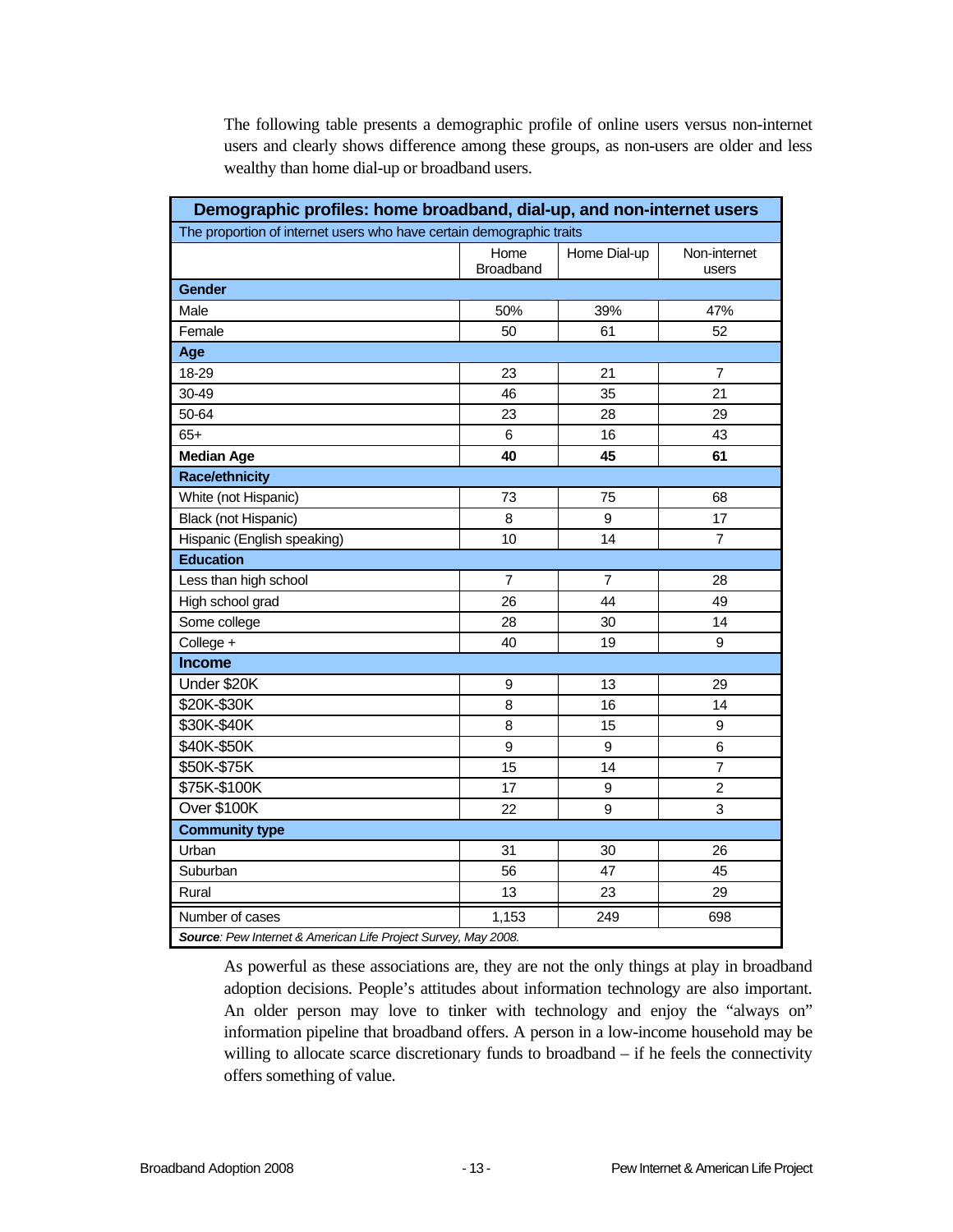The following table presents a demographic profile of online users versus non-internet users and clearly shows difference among these groups, as non-users are older and less wealthy than home dial-up or broadband users.

**Demographic profiles: home broadband, dial-up, and non-internet users**

The proportion of internet users who have certain demographic traits

| | Home Broadband | Home Dial-up | Non-internet users |
|---|---|---|---|
| **Gender** | | | |
| Male | 50% | 39% | 47% |
| Female | 50 | 61 | 52 |
| **Age** | | | |
| 18-29 | 23 | 21 | 7 |
| 30-49 | 46 | 35 | 21 |
| 50-64 | 23 | 28 | 29 |
| 65+ | 6 | 16 | 43 |
| **Median Age** | **40** | **45** | **61** |
| **Race/ethnicity** | | | |
| White (not Hispanic) | 73 | 75 | 68 |
| Black (not Hispanic) | 8 | 9 | 17 |
| Hispanic (English speaking) | 10 | 14 | 7 |
| **Education** | | | |
| Less than high school | 7 | 7 | 28 |
| High school grad | 26 | 44 | 49 |
| Some college | 28 | 30 | 14 |
| College + | 40 | 19 | 9 |
| **Income** | | | |
| Under $20K | 9 | 13 | 29 |
| $20K-$30K | 8 | 16 | 14 |
| $30K-$40K | 8 | 15 | 9 |
| $40K-$50K | 9 | 9 | 6 |
| $50K-$75K | 15 | 14 | 7 |
| $75K-$100K | 17 | 9 | 2 |
| Over $100K | 22 | 9 | 3 |
| **Community type** | | | |
| Urban | 31 | 30 | 26 |
| Suburban | 56 | 47 | 45 |
| Rural | 13 | 23 | 29 |
| Number of cases | 1,153 | 249 | 698 |

***Source**: Pew Internet & American Life Project Survey, May 2008.*

As powerful as these associations are, they are not the only things at play in broadband adoption decisions. People's attitudes about information technology are also important. An older person may love to tinker with technology and enjoy the "always on" information pipeline that broadband offers. A person in a low-income household may be willing to allocate scarce discretionary funds to broadband – if he feels the connectivity offers something of value.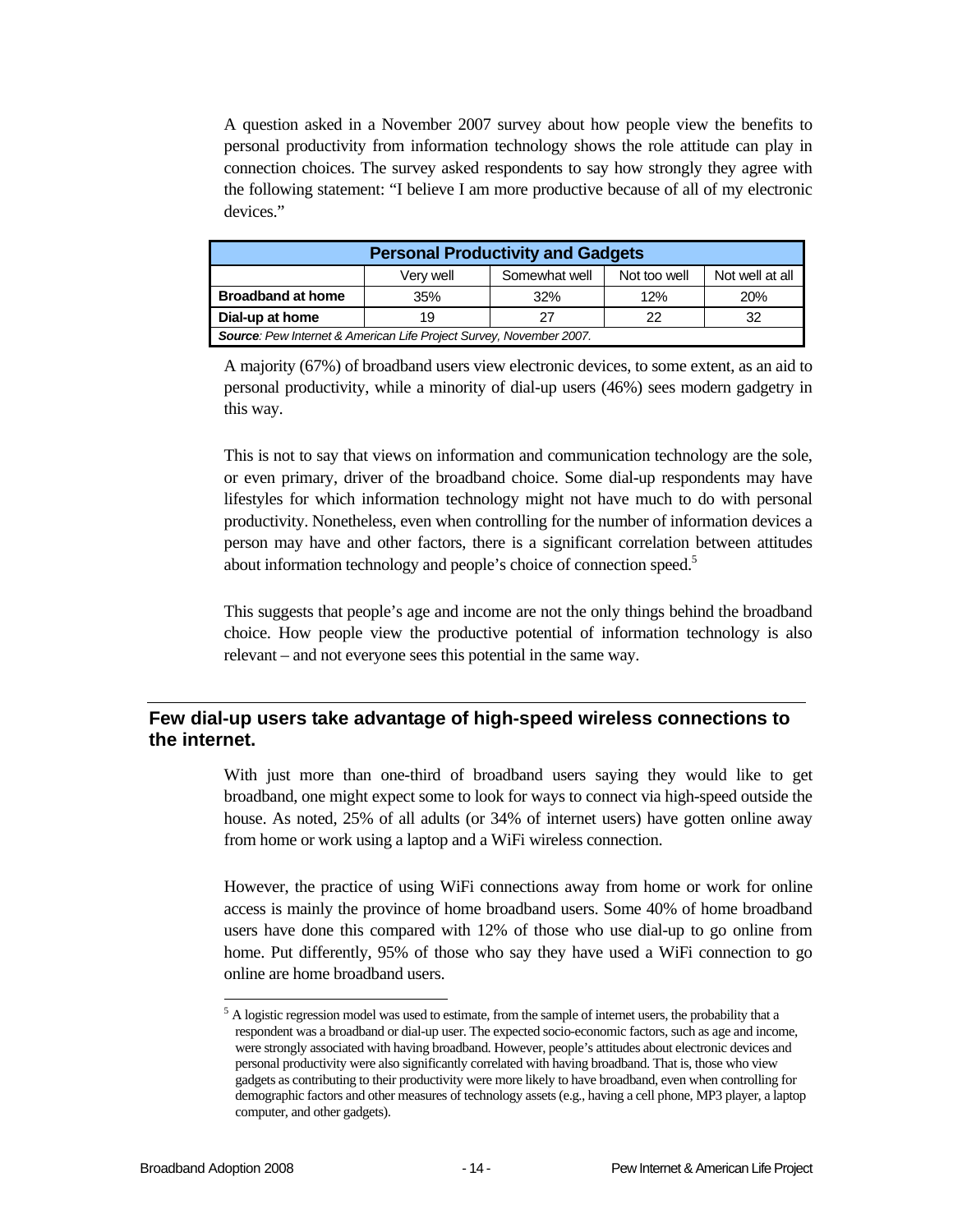A question asked in a November 2007 survey about how people view the benefits to personal productivity from information technology shows the role attitude can play in connection choices. The survey asked respondents to say how strongly they agree with the following statement: "I believe I am more productive because of all of my electronic devices."

| Personal Productivity and Gadgets | | | | |
|---|---|---|---|---|
| | Very well | Somewhat well | Not too well | Not well at all |
| **Broadband at home** | 35% | 32% | 12% | 20% |
| **Dial-up at home** | 19 | 27 | 22 | 32 |
| ***Source**: Pew Internet & American Life Project Survey, November 2007.* | | | | |

A majority (67%) of broadband users view electronic devices, to some extent, as an aid to personal productivity, while a minority of dial-up users (46%) sees modern gadgetry in this way.

This is not to say that views on information and communication technology are the sole, or even primary, driver of the broadband choice. Some dial-up respondents may have lifestyles for which information technology might not have much to do with personal productivity. Nonetheless, even when controlling for the number of information devices a person may have and other factors, there is a significant correlation between attitudes about information technology and people's choice of connection speed.[5]

This suggests that people's age and income are not the only things behind the broadband choice. How people view the productive potential of information technology is also relevant – and not everyone sees this potential in the same way.

## Few dial-up users take advantage of high-speed wireless connections to the internet.

With just more than one-third of broadband users saying they would like to get broadband, one might expect some to look for ways to connect via high-speed outside the house. As noted, 25% of all adults (or 34% of internet users) have gotten online away from home or work using a laptop and a WiFi wireless connection.

However, the practice of using WiFi connections away from home or work for online access is mainly the province of home broadband users. Some 40% of home broadband users have done this compared with 12% of those who use dial-up to go online from home. Put differently, 95% of those who say they have used a WiFi connection to go online are home broadband users.

[5] A logistic regression model was used to estimate, from the sample of internet users, the probability that a respondent was a broadband or dial-up user. The expected socio-economic factors, such as age and income, were strongly associated with having broadband. However, people's attitudes about electronic devices and personal productivity were also significantly correlated with having broadband. That is, those who view gadgets as contributing to their productivity were more likely to have broadband, even when controlling for demographic factors and other measures of technology assets (e.g., having a cell phone, MP3 player, a laptop computer, and other gadgets).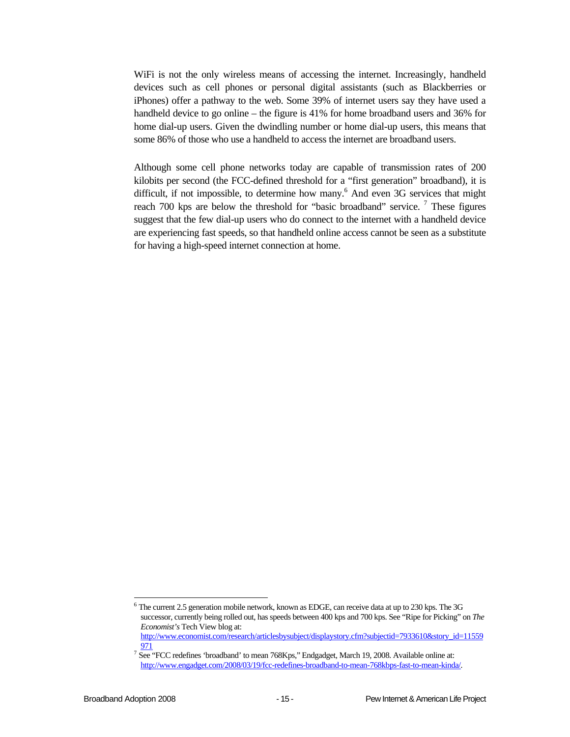WiFi is not the only wireless means of accessing the internet. Increasingly, handheld devices such as cell phones or personal digital assistants (such as Blackberries or iPhones) offer a pathway to the web. Some 39% of internet users say they have used a handheld device to go online – the figure is 41% for home broadband users and 36% for home dial-up users. Given the dwindling number or home dial-up users, this means that some 86% of those who use a handheld to access the internet are broadband users.

Although some cell phone networks today are capable of transmission rates of 200 kilobits per second (the FCC-defined threshold for a "first generation" broadband), it is difficult, if not impossible, to determine how many.[6] And even 3G services that might reach 700 kps are below the threshold for "basic broadband" service. [7] These figures suggest that the few dial-up users who do connect to the internet with a handheld device are experiencing fast speeds, so that handheld online access cannot be seen as a substitute for having a high-speed internet connection at home.

---

[6] The current 2.5 generation mobile network, known as EDGE, can receive data at up to 230 kps. The 3G successor, currently being rolled out, has speeds between 400 kps and 700 kps. See "Ripe for Picking" on *The Economist's* Tech View blog at: http://www.economist.com/research/articlesbysubject/displaystory.cfm?subjectid=7933610&story_id=11559971

[7] See "FCC redefines 'broadband' to mean 768Kps," Endgadget, March 19, 2008. Available online at: http://www.engadget.com/2008/03/19/fcc-redefines-broadband-to-mean-768kbps-fast-to-mean-kinda/.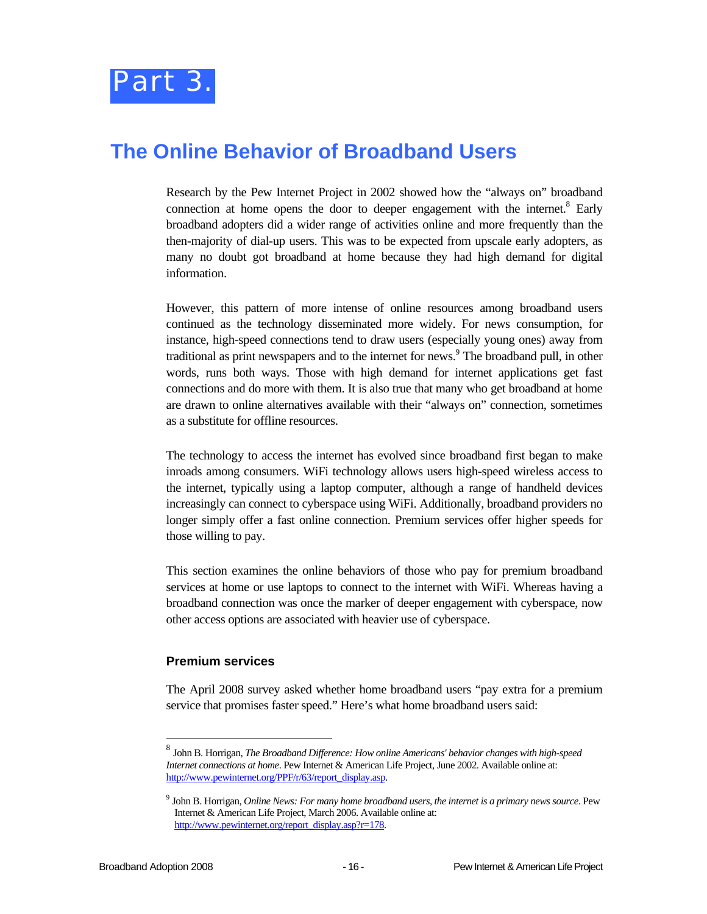# Part 3.

## The Online Behavior of Broadband Users

Research by the Pew Internet Project in 2002 showed how the "always on" broadband connection at home opens the door to deeper engagement with the internet.[8] Early broadband adopters did a wider range of activities online and more frequently than the then-majority of dial-up users. This was to be expected from upscale early adopters, as many no doubt got broadband at home because they had high demand for digital information.

However, this pattern of more intense of online resources among broadband users continued as the technology disseminated more widely. For news consumption, for instance, high-speed connections tend to draw users (especially young ones) away from traditional as print newspapers and to the internet for news.[9] The broadband pull, in other words, runs both ways. Those with high demand for internet applications get fast connections and do more with them. It is also true that many who get broadband at home are drawn to online alternatives available with their "always on" connection, sometimes as a substitute for offline resources.

The technology to access the internet has evolved since broadband first began to make inroads among consumers. WiFi technology allows users high-speed wireless access to the internet, typically using a laptop computer, although a range of handheld devices increasingly can connect to cyberspace using WiFi. Additionally, broadband providers no longer simply offer a fast online connection. Premium services offer higher speeds for those willing to pay.

This section examines the online behaviors of those who pay for premium broadband services at home or use laptops to connect to the internet with WiFi. Whereas having a broadband connection was once the marker of deeper engagement with cyberspace, now other access options are associated with heavier use of cyberspace.

### Premium services

The April 2008 survey asked whether home broadband users "pay extra for a premium service that promises faster speed." Here's what home broadband users said:

---

[8] John B. Horrigan, *The Broadband Difference: How online Americans' behavior changes with high-speed Internet connections at home*. Pew Internet & American Life Project, June 2002. Available online at: http://www.pewinternet.org/PPF/r/63/report_display.asp.

[9] John B. Horrigan, *Online News: For many home broadband users, the internet is a primary news source*. Pew Internet & American Life Project, March 2006. Available online at: http://www.pewinternet.org/report_display.asp?r=178.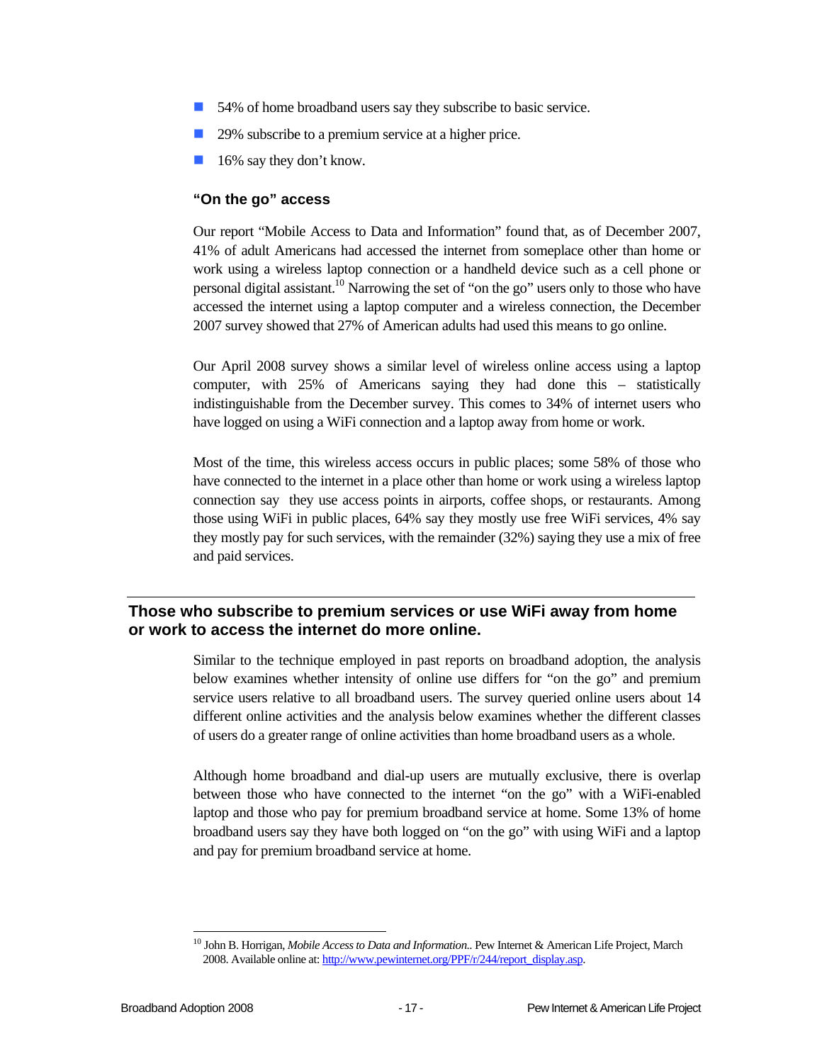- 54% of home broadband users say they subscribe to basic service.
- 29% subscribe to a premium service at a higher price.
- 16% say they don't know.

### "On the go" access

Our report "Mobile Access to Data and Information" found that, as of December 2007, 41% of adult Americans had accessed the internet from someplace other than home or work using a wireless laptop connection or a handheld device such as a cell phone or personal digital assistant.[10] Narrowing the set of "on the go" users only to those who have accessed the internet using a laptop computer and a wireless connection, the December 2007 survey showed that 27% of American adults had used this means to go online.

Our April 2008 survey shows a similar level of wireless online access using a laptop computer, with 25% of Americans saying they had done this – statistically indistinguishable from the December survey. This comes to 34% of internet users who have logged on using a WiFi connection and a laptop away from home or work.

Most of the time, this wireless access occurs in public places; some 58% of those who have connected to the internet in a place other than home or work using a wireless laptop connection say they use access points in airports, coffee shops, or restaurants. Among those using WiFi in public places, 64% say they mostly use free WiFi services, 4% say they mostly pay for such services, with the remainder (32%) saying they use a mix of free and paid services.

## Those who subscribe to premium services or use WiFi away from home or work to access the internet do more online.

Similar to the technique employed in past reports on broadband adoption, the analysis below examines whether intensity of online use differs for "on the go" and premium service users relative to all broadband users. The survey queried online users about 14 different online activities and the analysis below examines whether the different classes of users do a greater range of online activities than home broadband users as a whole.

Although home broadband and dial-up users are mutually exclusive, there is overlap between those who have connected to the internet "on the go" with a WiFi-enabled laptop and those who pay for premium broadband service at home. Some 13% of home broadband users say they have both logged on "on the go" with using WiFi and a laptop and pay for premium broadband service at home.

---

[10] John B. Horrigan, *Mobile Access to Data and Information.*. Pew Internet & American Life Project, March 2008. Available online at: http://www.pewinternet.org/PPF/r/244/report_display.asp.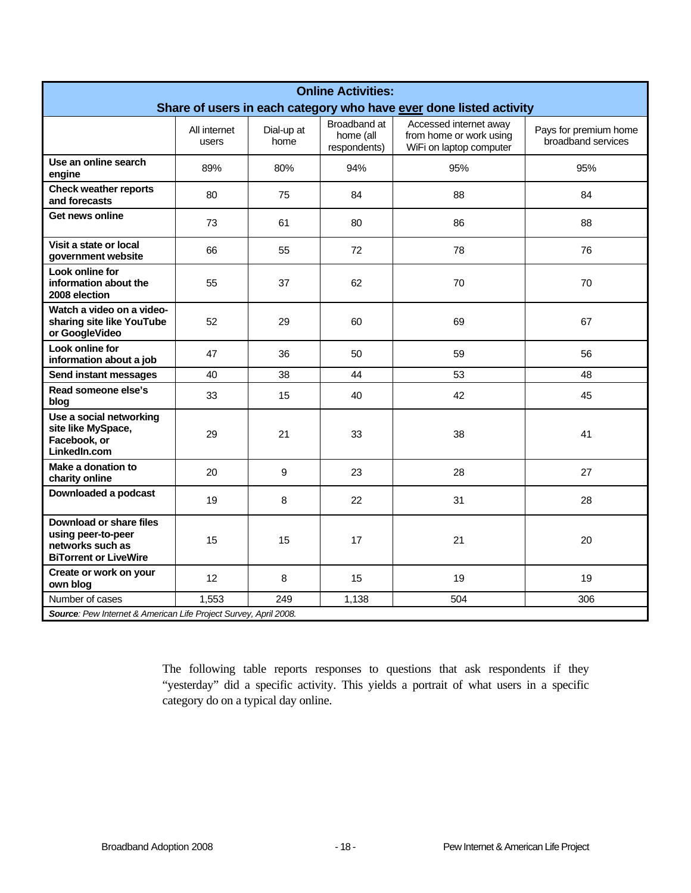| **Online Activities: Share of users in each category who have <u>ever</u> done listed activity** | | | | | |
|---|---|---|---|---|---|
| | All internet users | Dial-up at home | Broadband at home (all respondents) | Accessed internet away from home or work using WiFi on laptop computer | Pays for premium home broadband services |
| **Use an online search engine** | 89% | 80% | 94% | 95% | 95% |
| **Check weather reports and forecasts** | 80 | 75 | 84 | 88 | 84 |
| **Get news online** | 73 | 61 | 80 | 86 | 88 |
| **Visit a state or local government website** | 66 | 55 | 72 | 78 | 76 |
| **Look online for information about the 2008 election** | 55 | 37 | 62 | 70 | 70 |
| **Watch a video on a video-sharing site like YouTube or GoogleVideo** | 52 | 29 | 60 | 69 | 67 |
| **Look online for information about a job** | 47 | 36 | 50 | 59 | 56 |
| **Send instant messages** | 40 | 38 | 44 | 53 | 48 |
| **Read someone else's blog** | 33 | 15 | 40 | 42 | 45 |
| **Use a social networking site like MySpace, Facebook, or LinkedIn.com** | 29 | 21 | 33 | 38 | 41 |
| **Make a donation to charity online** | 20 | 9 | 23 | 28 | 27 |
| **Downloaded a podcast** | 19 | 8 | 22 | 31 | 28 |
| **Download or share files using peer-to-peer networks such as BiTorrent or LiveWire** | 15 | 15 | 17 | 21 | 20 |
| **Create or work on your own blog** | 12 | 8 | 15 | 19 | 19 |
| Number of cases | 1,553 | 249 | 1,138 | 504 | 306 |

***Source**: Pew Internet & American Life Project Survey, April 2008.*

The following table reports responses to questions that ask respondents if they "yesterday" did a specific activity. This yields a portrait of what users in a specific category do on a typical day online.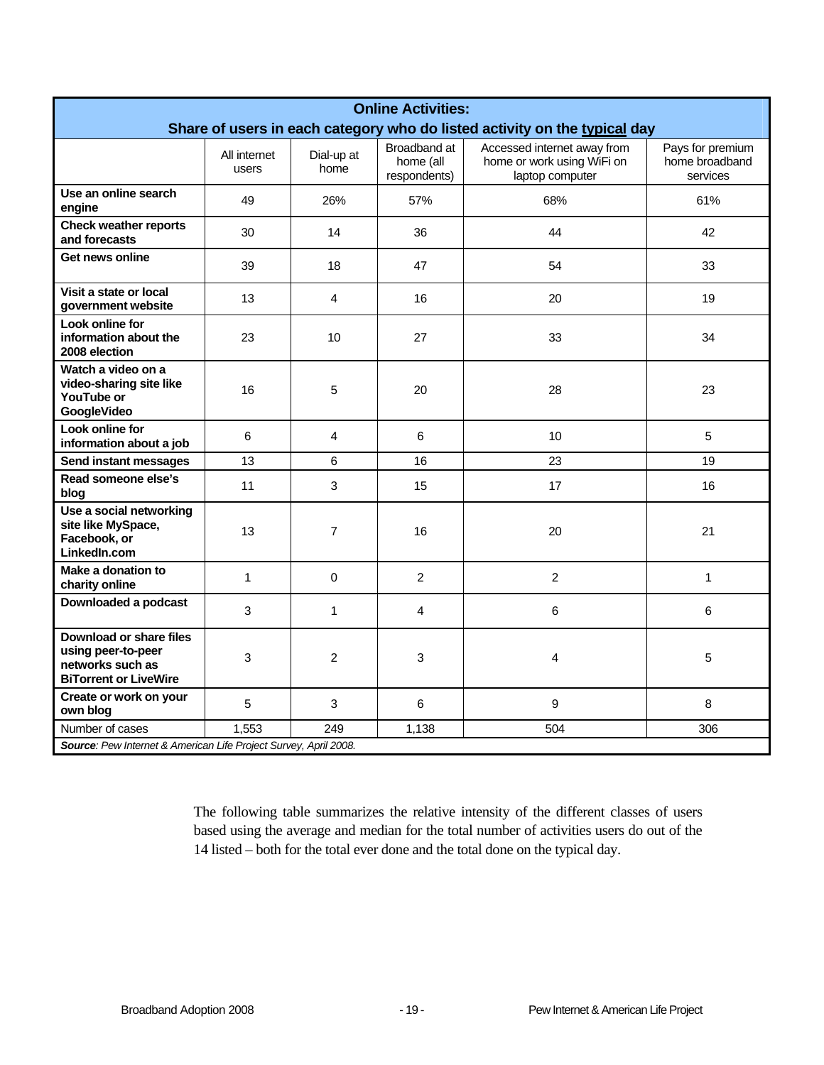| **Online Activities: Share of users in each category who do listed activity on the typical day** | | | | | |
|---|---|---|---|---|---|
| | All internet users | Dial-up at home | Broadband at home (all respondents) | Accessed internet away from home or work using WiFi on laptop computer | Pays for premium home broadband services |
| **Use an online search engine** | 49 | 26% | 57% | 68% | 61% |
| **Check weather reports and forecasts** | 30 | 14 | 36 | 44 | 42 |
| **Get news online** | 39 | 18 | 47 | 54 | 33 |
| **Visit a state or local government website** | 13 | 4 | 16 | 20 | 19 |
| **Look online for information about the 2008 election** | 23 | 10 | 27 | 33 | 34 |
| **Watch a video on a video-sharing site like YouTube or GoogleVideo** | 16 | 5 | 20 | 28 | 23 |
| **Look online for information about a job** | 6 | 4 | 6 | 10 | 5 |
| **Send instant messages** | 13 | 6 | 16 | 23 | 19 |
| **Read someone else's blog** | 11 | 3 | 15 | 17 | 16 |
| **Use a social networking site like MySpace, Facebook, or LinkedIn.com** | 13 | 7 | 16 | 20 | 21 |
| **Make a donation to charity online** | 1 | 0 | 2 | 2 | 1 |
| **Downloaded a podcast** | 3 | 1 | 4 | 6 | 6 |
| **Download or share files using peer-to-peer networks such as BiTorrent or LiveWire** | 3 | 2 | 3 | 4 | 5 |
| **Create or work on your own blog** | 5 | 3 | 6 | 9 | 8 |
| Number of cases | 1,553 | 249 | 1,138 | 504 | 306 |

***Source**: Pew Internet & American Life Project Survey, April 2008.*

The following table summarizes the relative intensity of the different classes of users based using the average and median for the total number of activities users do out of the 14 listed – both for the total ever done and the total done on the typical day.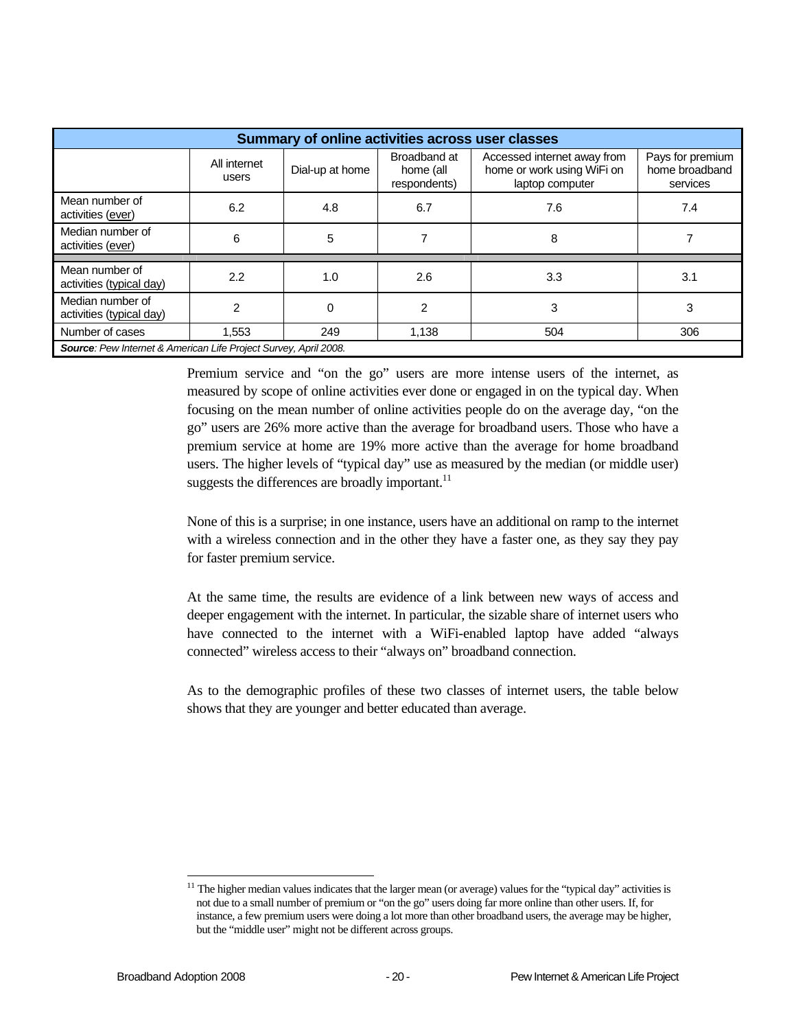| Summary of online activities across user classes | | | | | |
|---|---|---|---|---|---|
| | All internet users | Dial-up at home | Broadband at home (all respondents) | Accessed internet away from home or work using WiFi on laptop computer | Pays for premium home broadband services |
| Mean number of activities (ever) | 6.2 | 4.8 | 6.7 | 7.6 | 7.4 |
| Median number of activities (ever) | 6 | 5 | 7 | 8 | 7 |
| Mean number of activities (typical day) | 2.2 | 1.0 | 2.6 | 3.3 | 3.1 |
| Median number of activities (typical day) | 2 | 0 | 2 | 3 | 3 |
| Number of cases | 1,553 | 249 | 1,138 | 504 | 306 |

***Source**: Pew Internet & American Life Project Survey, April 2008.*

Premium service and "on the go" users are more intense users of the internet, as measured by scope of online activities ever done or engaged in on the typical day. When focusing on the mean number of online activities people do on the average day, "on the go" users are 26% more active than the average for broadband users. Those who have a premium service at home are 19% more active than the average for home broadband users. The higher levels of "typical day" use as measured by the median (or middle user) suggests the differences are broadly important.[11]

None of this is a surprise; in one instance, users have an additional on ramp to the internet with a wireless connection and in the other they have a faster one, as they say they pay for faster premium service.

At the same time, the results are evidence of a link between new ways of access and deeper engagement with the internet. In particular, the sizable share of internet users who have connected to the internet with a WiFi-enabled laptop have added "always connected" wireless access to their "always on" broadband connection.

As to the demographic profiles of these two classes of internet users, the table below shows that they are younger and better educated than average.

[11] The higher median values indicates that the larger mean (or average) values for the "typical day" activities is not due to a small number of premium or "on the go" users doing far more online than other users. If, for instance, a few premium users were doing a lot more than other broadband users, the average may be higher, but the "middle user" might not be different across groups.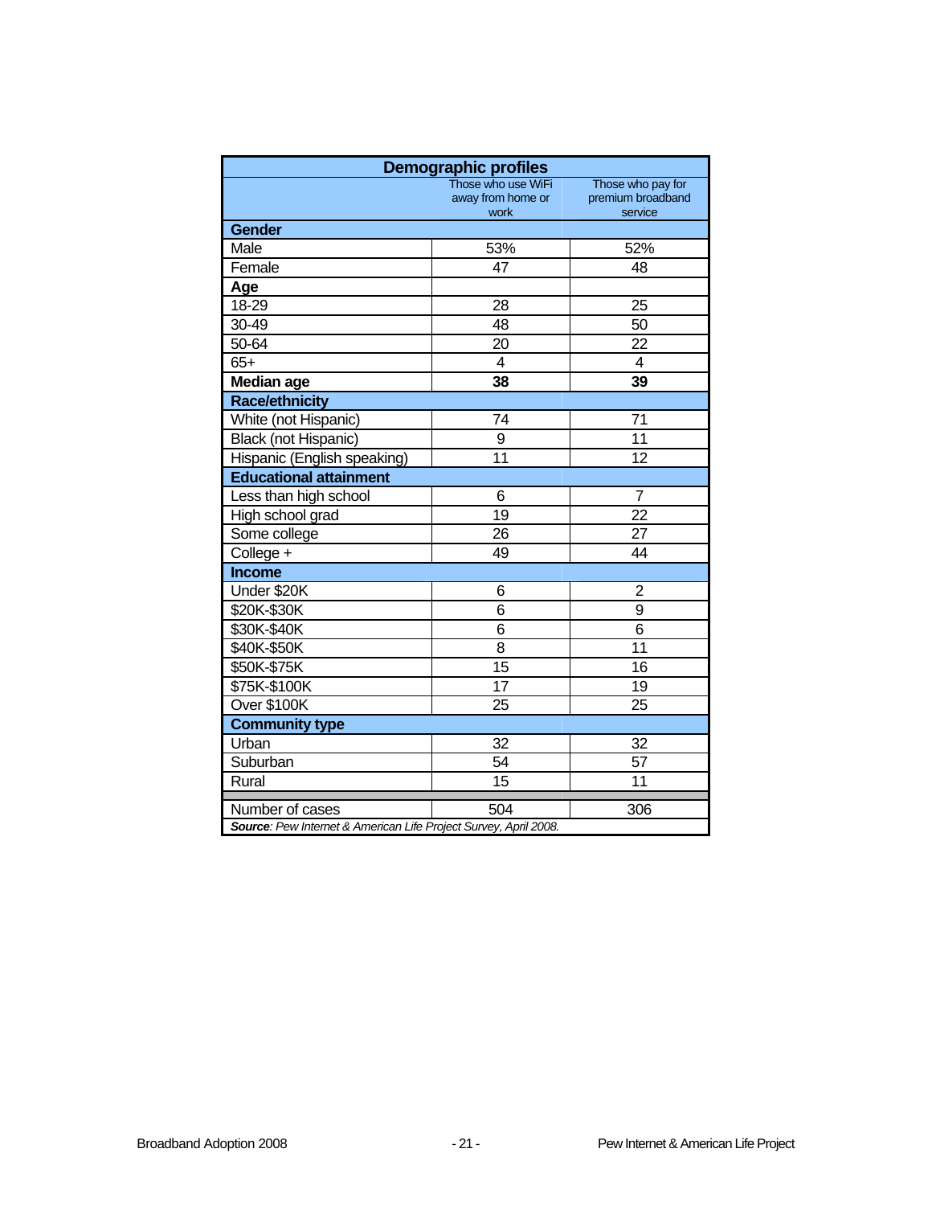| Demographic profiles | Those who use WiFi away from home or work | Those who pay for premium broadband service |
|---|---|---|
| **Gender** | | |
| Male | 53% | 52% |
| Female | 47 | 48 |
| **Age** | | |
| 18-29 | 28 | 25 |
| 30-49 | 48 | 50 |
| 50-64 | 20 | 22 |
| 65+ | 4 | 4 |
| **Median age** | **38** | **39** |
| **Race/ethnicity** | | |
| White (not Hispanic) | 74 | 71 |
| Black (not Hispanic) | 9 | 11 |
| Hispanic (English speaking) | 11 | 12 |
| **Educational attainment** | | |
| Less than high school | 6 | 7 |
| High school grad | 19 | 22 |
| Some college | 26 | 27 |
| College + | 49 | 44 |
| **Income** | | |
| Under $20K | 6 | 2 |
| $20K-$30K | 6 | 9 |
| $30K-$40K | 6 | 6 |
| $40K-$50K | 8 | 11 |
| $50K-$75K | 15 | 16 |
| $75K-$100K | 17 | 19 |
| Over $100K | 25 | 25 |
| **Community type** | | |
| Urban | 32 | 32 |
| Suburban | 54 | 57 |
| Rural | 15 | 11 |
| Number of cases | 504 | 306 |

***Source**: Pew Internet & American Life Project Survey, April 2008.*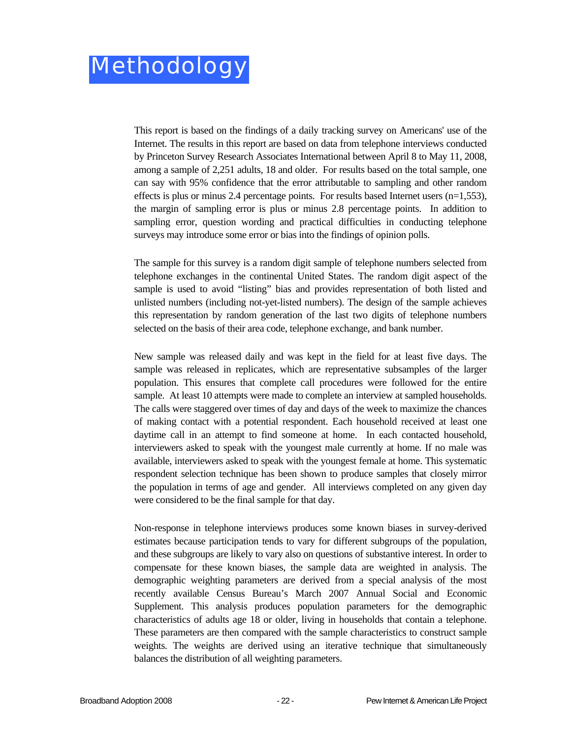# Methodology

This report is based on the findings of a daily tracking survey on Americans' use of the Internet. The results in this report are based on data from telephone interviews conducted by Princeton Survey Research Associates International between April 8 to May 11, 2008, among a sample of 2,251 adults, 18 and older. For results based on the total sample, one can say with 95% confidence that the error attributable to sampling and other random effects is plus or minus 2.4 percentage points. For results based Internet users (n=1,553), the margin of sampling error is plus or minus 2.8 percentage points. In addition to sampling error, question wording and practical difficulties in conducting telephone surveys may introduce some error or bias into the findings of opinion polls.

The sample for this survey is a random digit sample of telephone numbers selected from telephone exchanges in the continental United States. The random digit aspect of the sample is used to avoid "listing" bias and provides representation of both listed and unlisted numbers (including not-yet-listed numbers). The design of the sample achieves this representation by random generation of the last two digits of telephone numbers selected on the basis of their area code, telephone exchange, and bank number.

New sample was released daily and was kept in the field for at least five days. The sample was released in replicates, which are representative subsamples of the larger population. This ensures that complete call procedures were followed for the entire sample. At least 10 attempts were made to complete an interview at sampled households. The calls were staggered over times of day and days of the week to maximize the chances of making contact with a potential respondent. Each household received at least one daytime call in an attempt to find someone at home. In each contacted household, interviewers asked to speak with the youngest male currently at home. If no male was available, interviewers asked to speak with the youngest female at home. This systematic respondent selection technique has been shown to produce samples that closely mirror the population in terms of age and gender. All interviews completed on any given day were considered to be the final sample for that day.

Non-response in telephone interviews produces some known biases in survey-derived estimates because participation tends to vary for different subgroups of the population, and these subgroups are likely to vary also on questions of substantive interest. In order to compensate for these known biases, the sample data are weighted in analysis. The demographic weighting parameters are derived from a special analysis of the most recently available Census Bureau's March 2007 Annual Social and Economic Supplement. This analysis produces population parameters for the demographic characteristics of adults age 18 or older, living in households that contain a telephone. These parameters are then compared with the sample characteristics to construct sample weights. The weights are derived using an iterative technique that simultaneously balances the distribution of all weighting parameters.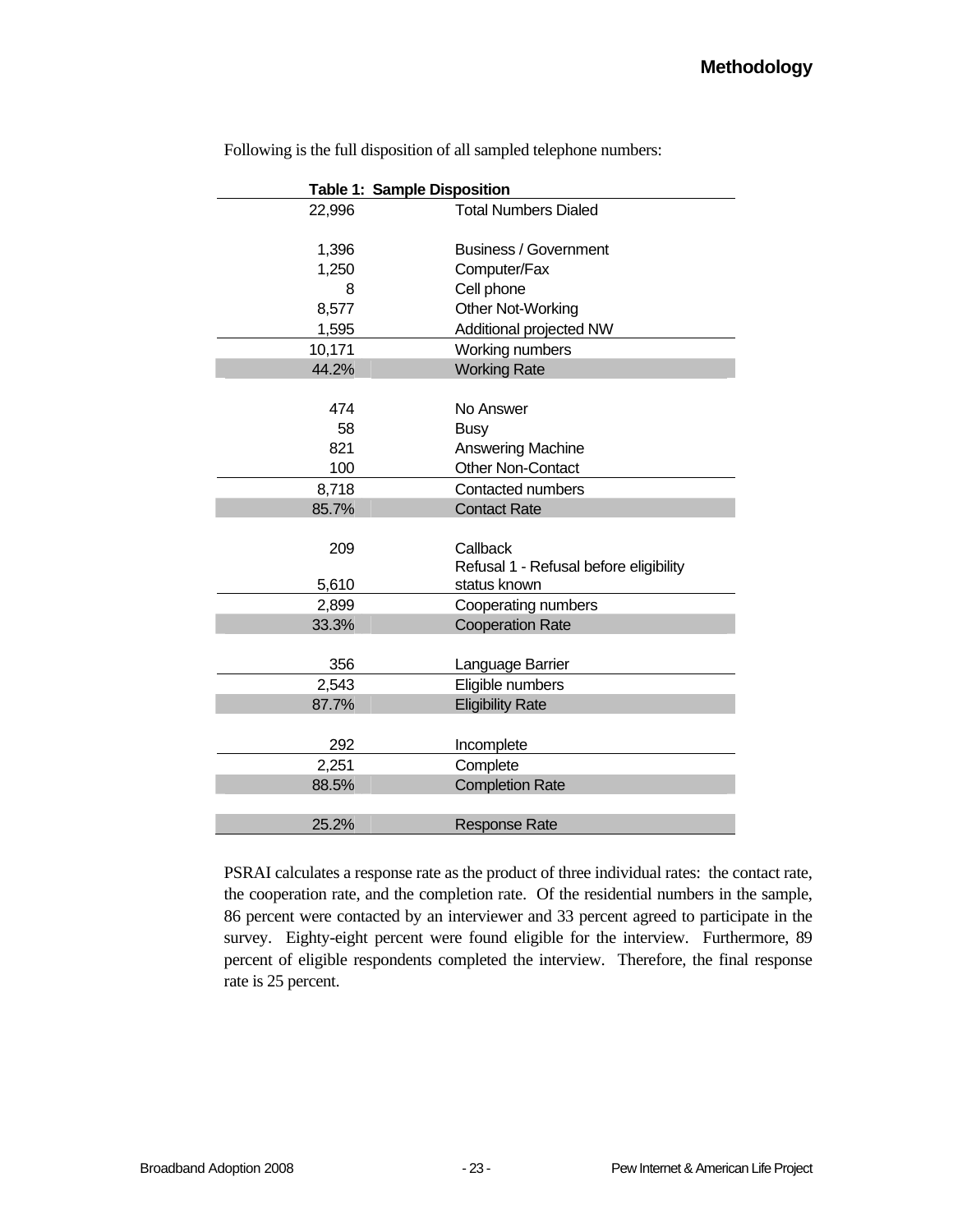Following is the full disposition of all sampled telephone numbers:

**Table 1: Sample Disposition**

| | |
|---|---|
| 22,996 | Total Numbers Dialed |
| | |
| 1,396 | Business / Government |
| 1,250 | Computer/Fax |
| 8 | Cell phone |
| 8,577 | Other Not-Working |
| 1,595 | Additional projected NW |
| 10,171 | Working numbers |
| 44.2% | Working Rate |
| | |
| 474 | No Answer |
| 58 | Busy |
| 821 | Answering Machine |
| 100 | Other Non-Contact |
| 8,718 | Contacted numbers |
| 85.7% | Contact Rate |
| | |
| 209 | Callback |
| 5,610 | Refusal 1 - Refusal before eligibility status known |
| 2,899 | Cooperating numbers |
| 33.3% | Cooperation Rate |
| | |
| 356 | Language Barrier |
| 2,543 | Eligible numbers |
| 87.7% | Eligibility Rate |
| | |
| 292 | Incomplete |
| 2,251 | Complete |
| 88.5% | Completion Rate |
| | |
| 25.2% | Response Rate |

PSRAI calculates a response rate as the product of three individual rates: the contact rate, the cooperation rate, and the completion rate. Of the residential numbers in the sample, 86 percent were contacted by an interviewer and 33 percent agreed to participate in the survey. Eighty-eight percent were found eligible for the interview. Furthermore, 89 percent of eligible respondents completed the interview. Therefore, the final response rate is 25 percent.